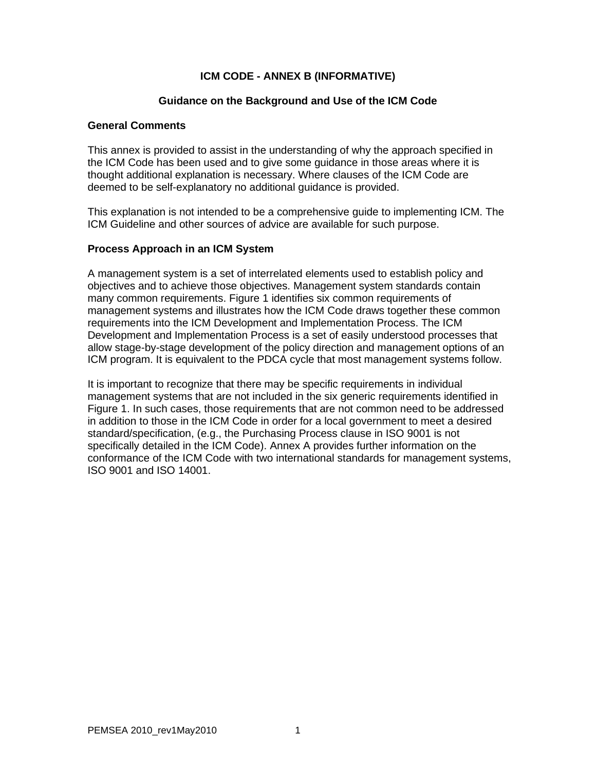# ICM CODE - ANNEX B (INFORMATIVE)

## Guidance on the Background and Use of the ICM Code

### General Comments

This annex is provided to assist in the understanding of why the approach specified in the ICM Code has been used and to give some guidance in those areas where it is thought additional explanation is necessary. Where clauses of the ICM Code are deemed to be self-explanatory no additional guidance is provided.

This explanation is not intended to be a comprehensive guide to implementing ICM. The ICM Guideline and other sources of advice are available for such purpose.

### Process Approach in an ICM System

A management system is a set of interrelated elements used to establish policy and objectives and to achieve those objectives. Management system standards contain many common requirements. Figure 1 identifies six common requirements of management systems and illustrates how the ICM Code draws together these common requirements into the ICM Development and Implementation Process. The ICM Development and Implementation Process is a set of easily understood processes that allow stage-by-stage development of the policy direction and management options of an ICM program. It is equivalent to the PDCA cycle that most management systems follow.

It is important to recognize that there may be specific requirements in individual management systems that are not included in the six generic requirements identified in Figure 1. In such cases, those requirements that are not common need to be addressed in addition to those in the ICM Code in order for a local government to meet a desired standard/specification, (e.g., the Purchasing Process clause in ISO 9001 is not specifically detailed in the ICM Code). Annex A provides further information on the conformance of the ICM Code with two international standards for management systems, ISO 9001 and ISO 14001.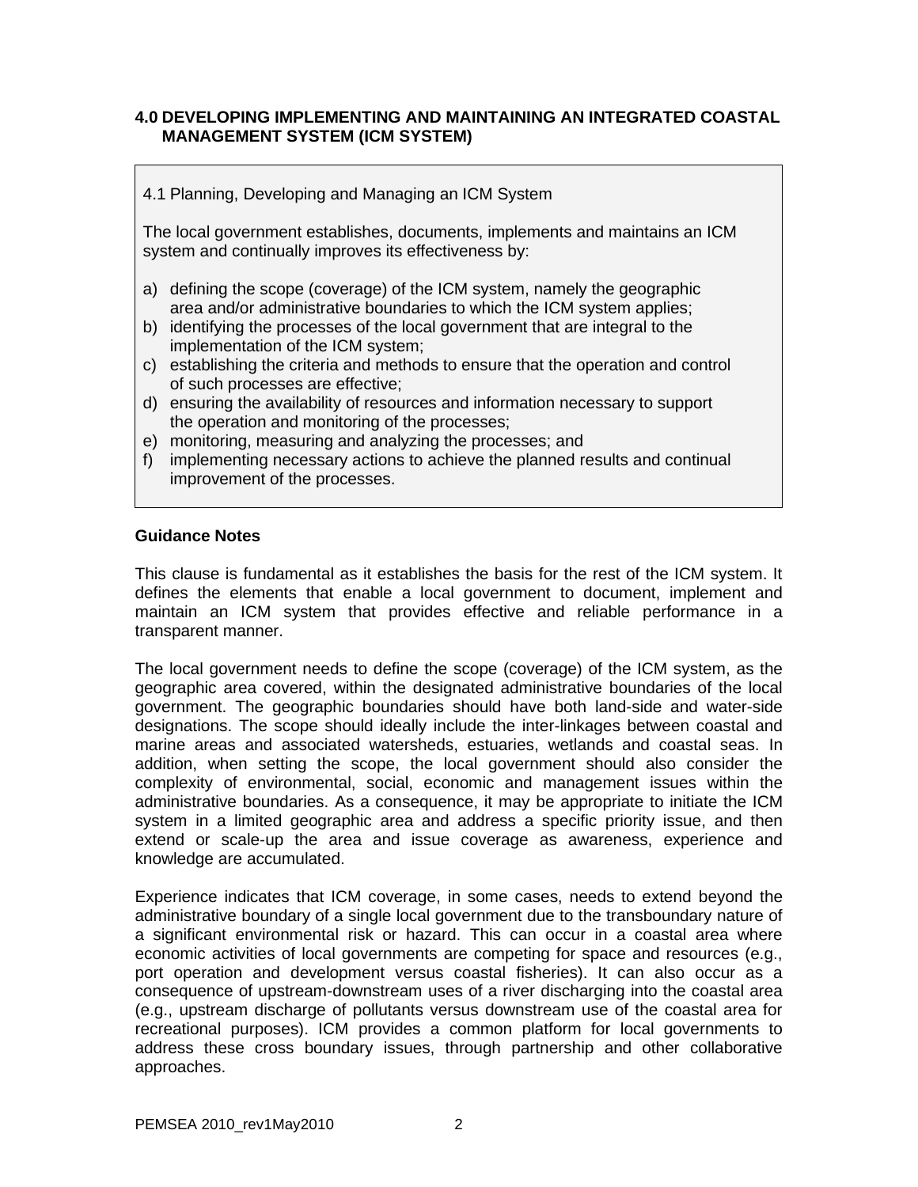## 4.0 DEVELOPING IMPLEMENTING AND MAINTAINING AN INTEGRATED COASTAL MANAGEMENT SYSTEM (ICM SYSTEM)

4.1 Planning, Developing and Managing an ICM System

The local government establishes, documents, implements and maintains an ICM system and continually improves its effectiveness by:

a) defining the scope (coverage) of the ICM system, namely the geographic area and/or administrative boundaries to which the ICM system applies;
b) identifying the processes of the local government that are integral to the implementation of the ICM system;
c) establishing the criteria and methods to ensure that the operation and control of such processes are effective;
d) ensuring the availability of resources and information necessary to support the operation and monitoring of the processes;
e) monitoring, measuring and analyzing the processes; and
f) implementing necessary actions to achieve the planned results and continual improvement of the processes.

**Guidance Notes**

This clause is fundamental as it establishes the basis for the rest of the ICM system. It defines the elements that enable a local government to document, implement and maintain an ICM system that provides effective and reliable performance in a transparent manner.

The local government needs to define the scope (coverage) of the ICM system, as the geographic area covered, within the designated administrative boundaries of the local government. The geographic boundaries should have both land-side and water-side designations. The scope should ideally include the inter-linkages between coastal and marine areas and associated watersheds, estuaries, wetlands and coastal seas. In addition, when setting the scope, the local government should also consider the complexity of environmental, social, economic and management issues within the administrative boundaries. As a consequence, it may be appropriate to initiate the ICM system in a limited geographic area and address a specific priority issue, and then extend or scale-up the area and issue coverage as awareness, experience and knowledge are accumulated.

Experience indicates that ICM coverage, in some cases, needs to extend beyond the administrative boundary of a single local government due to the transboundary nature of a significant environmental risk or hazard. This can occur in a coastal area where economic activities of local governments are competing for space and resources (e.g., port operation and development versus coastal fisheries). It can also occur as a consequence of upstream-downstream uses of a river discharging into the coastal area (e.g., upstream discharge of pollutants versus downstream use of the coastal area for recreational purposes). ICM provides a common platform for local governments to address these cross boundary issues, through partnership and other collaborative approaches.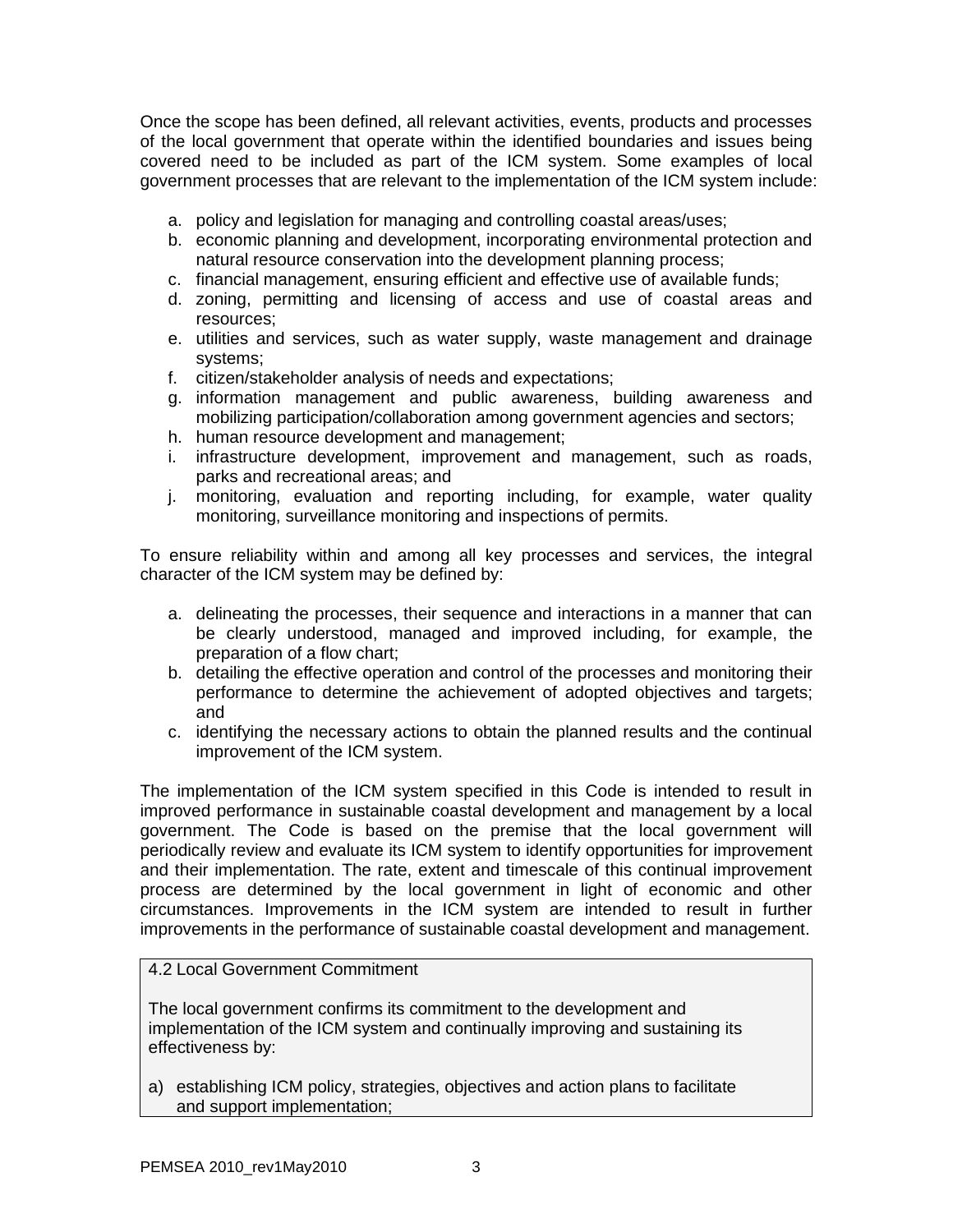Once the scope has been defined, all relevant activities, events, products and processes of the local government that operate within the identified boundaries and issues being covered need to be included as part of the ICM system. Some examples of local government processes that are relevant to the implementation of the ICM system include:

a. policy and legislation for managing and controlling coastal areas/uses;
b. economic planning and development, incorporating environmental protection and natural resource conservation into the development planning process;
c. financial management, ensuring efficient and effective use of available funds;
d. zoning, permitting and licensing of access and use of coastal areas and resources;
e. utilities and services, such as water supply, waste management and drainage systems;
f. citizen/stakeholder analysis of needs and expectations;
g. information management and public awareness, building awareness and mobilizing participation/collaboration among government agencies and sectors;
h. human resource development and management;
i. infrastructure development, improvement and management, such as roads, parks and recreational areas; and
j. monitoring, evaluation and reporting including, for example, water quality monitoring, surveillance monitoring and inspections of permits.

To ensure reliability within and among all key processes and services, the integral character of the ICM system may be defined by:

a. delineating the processes, their sequence and interactions in a manner that can be clearly understood, managed and improved including, for example, the preparation of a flow chart;
b. detailing the effective operation and control of the processes and monitoring their performance to determine the achievement of adopted objectives and targets; and
c. identifying the necessary actions to obtain the planned results and the continual improvement of the ICM system.

The implementation of the ICM system specified in this Code is intended to result in improved performance in sustainable coastal development and management by a local government. The Code is based on the premise that the local government will periodically review and evaluate its ICM system to identify opportunities for improvement and their implementation. The rate, extent and timescale of this continual improvement process are determined by the local government in light of economic and other circumstances. Improvements in the ICM system are intended to result in further improvements in the performance of sustainable coastal development and management.

> 4.2 Local Government Commitment
>
> The local government confirms its commitment to the development and implementation of the ICM system and continually improving and sustaining its effectiveness by:
>
> a) establishing ICM policy, strategies, objectives and action plans to facilitate and support implementation;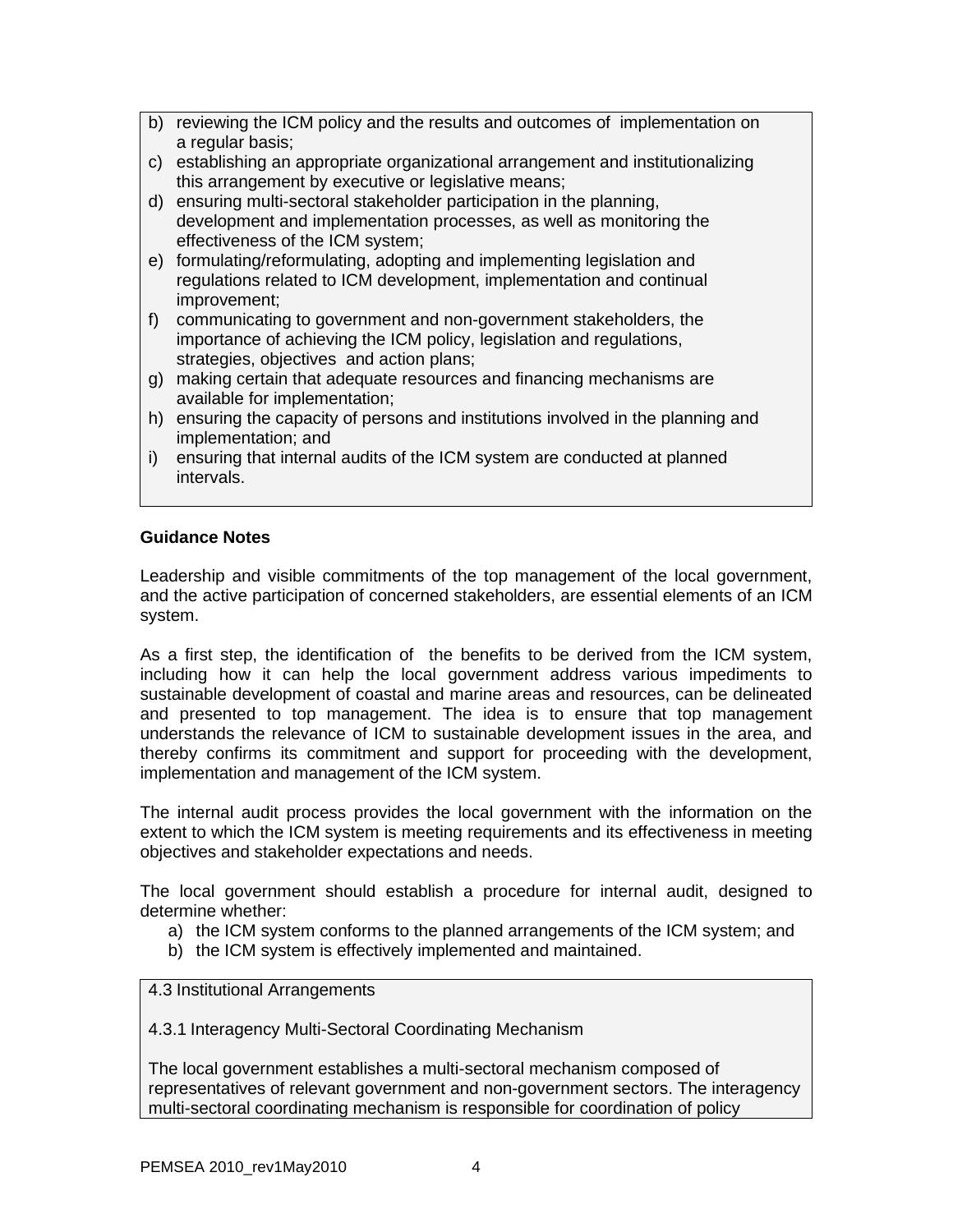b) reviewing the ICM policy and the results and outcomes of implementation on a regular basis;
c) establishing an appropriate organizational arrangement and institutionalizing this arrangement by executive or legislative means;
d) ensuring multi-sectoral stakeholder participation in the planning, development and implementation processes, as well as monitoring the effectiveness of the ICM system;
e) formulating/reformulating, adopting and implementing legislation and regulations related to ICM development, implementation and continual improvement;
f) communicating to government and non-government stakeholders, the importance of achieving the ICM policy, legislation and regulations, strategies, objectives and action plans;
g) making certain that adequate resources and financing mechanisms are available for implementation;
h) ensuring the capacity of persons and institutions involved in the planning and implementation; and
i) ensuring that internal audits of the ICM system are conducted at planned intervals.

**Guidance Notes**

Leadership and visible commitments of the top management of the local government, and the active participation of concerned stakeholders, are essential elements of an ICM system.

As a first step, the identification of the benefits to be derived from the ICM system, including how it can help the local government address various impediments to sustainable development of coastal and marine areas and resources, can be delineated and presented to top management. The idea is to ensure that top management understands the relevance of ICM to sustainable development issues in the area, and thereby confirms its commitment and support for proceeding with the development, implementation and management of the ICM system.

The internal audit process provides the local government with the information on the extent to which the ICM system is meeting requirements and its effectiveness in meeting objectives and stakeholder expectations and needs.

The local government should establish a procedure for internal audit, designed to determine whether:

a) the ICM system conforms to the planned arrangements of the ICM system; and
b) the ICM system is effectively implemented and maintained.

4.3 Institutional Arrangements

4.3.1 Interagency Multi-Sectoral Coordinating Mechanism

The local government establishes a multi-sectoral mechanism composed of representatives of relevant government and non-government sectors. The interagency multi-sectoral coordinating mechanism is responsible for coordination of policy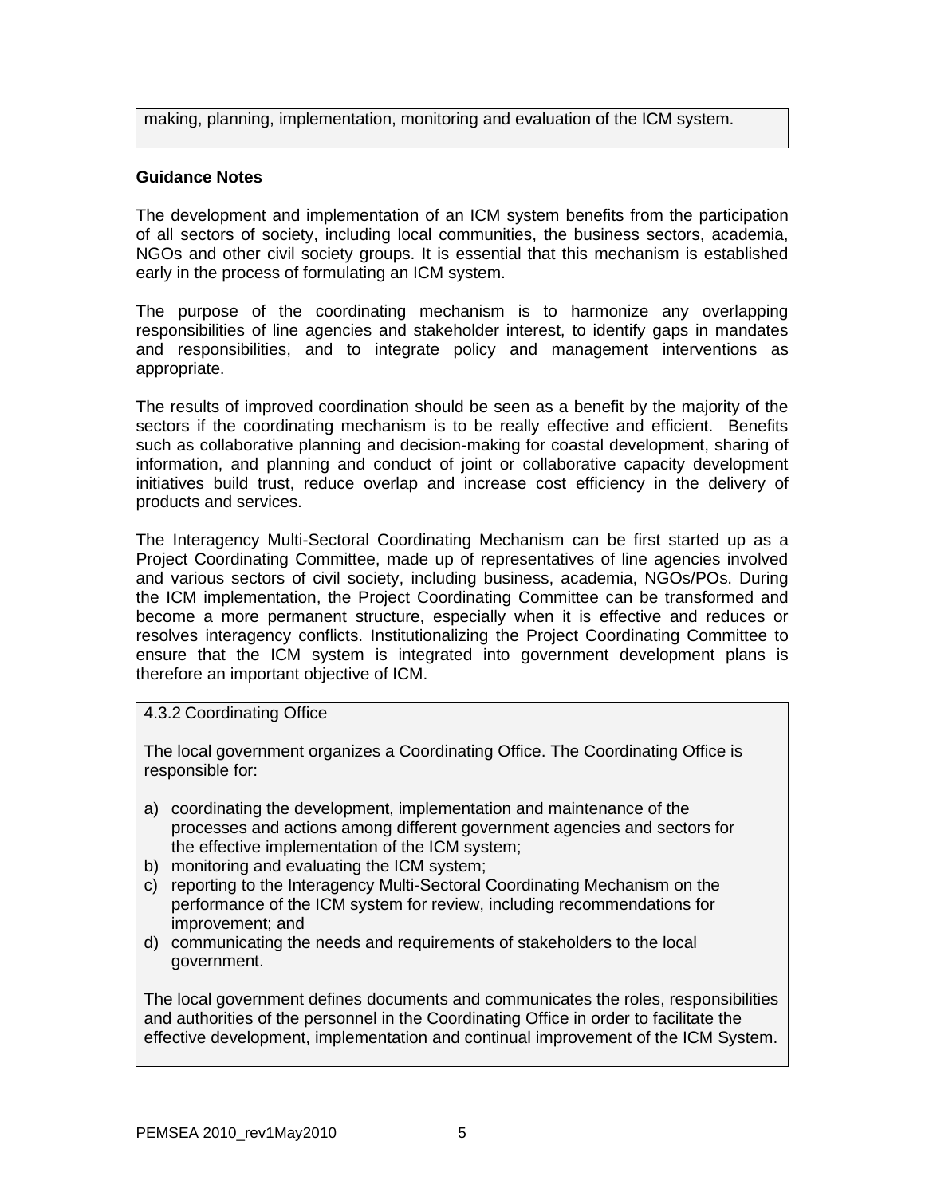making, planning, implementation, monitoring and evaluation of the ICM system.

**Guidance Notes**

The development and implementation of an ICM system benefits from the participation of all sectors of society, including local communities, the business sectors, academia, NGOs and other civil society groups. It is essential that this mechanism is established early in the process of formulating an ICM system.

The purpose of the coordinating mechanism is to harmonize any overlapping responsibilities of line agencies and stakeholder interest, to identify gaps in mandates and responsibilities, and to integrate policy and management interventions as appropriate.

The results of improved coordination should be seen as a benefit by the majority of the sectors if the coordinating mechanism is to be really effective and efficient. Benefits such as collaborative planning and decision-making for coastal development, sharing of information, and planning and conduct of joint or collaborative capacity development initiatives build trust, reduce overlap and increase cost efficiency in the delivery of products and services.

The Interagency Multi-Sectoral Coordinating Mechanism can be first started up as a Project Coordinating Committee, made up of representatives of line agencies involved and various sectors of civil society, including business, academia, NGOs/POs. During the ICM implementation, the Project Coordinating Committee can be transformed and become a more permanent structure, especially when it is effective and reduces or resolves interagency conflicts. Institutionalizing the Project Coordinating Committee to ensure that the ICM system is integrated into government development plans is therefore an important objective of ICM.

4.3.2 Coordinating Office

The local government organizes a Coordinating Office. The Coordinating Office is responsible for:

a) coordinating the development, implementation and maintenance of the processes and actions among different government agencies and sectors for the effective implementation of the ICM system;
b) monitoring and evaluating the ICM system;
c) reporting to the Interagency Multi-Sectoral Coordinating Mechanism on the performance of the ICM system for review, including recommendations for improvement; and
d) communicating the needs and requirements of stakeholders to the local government.

The local government defines documents and communicates the roles, responsibilities and authorities of the personnel in the Coordinating Office in order to facilitate the effective development, implementation and continual improvement of the ICM System.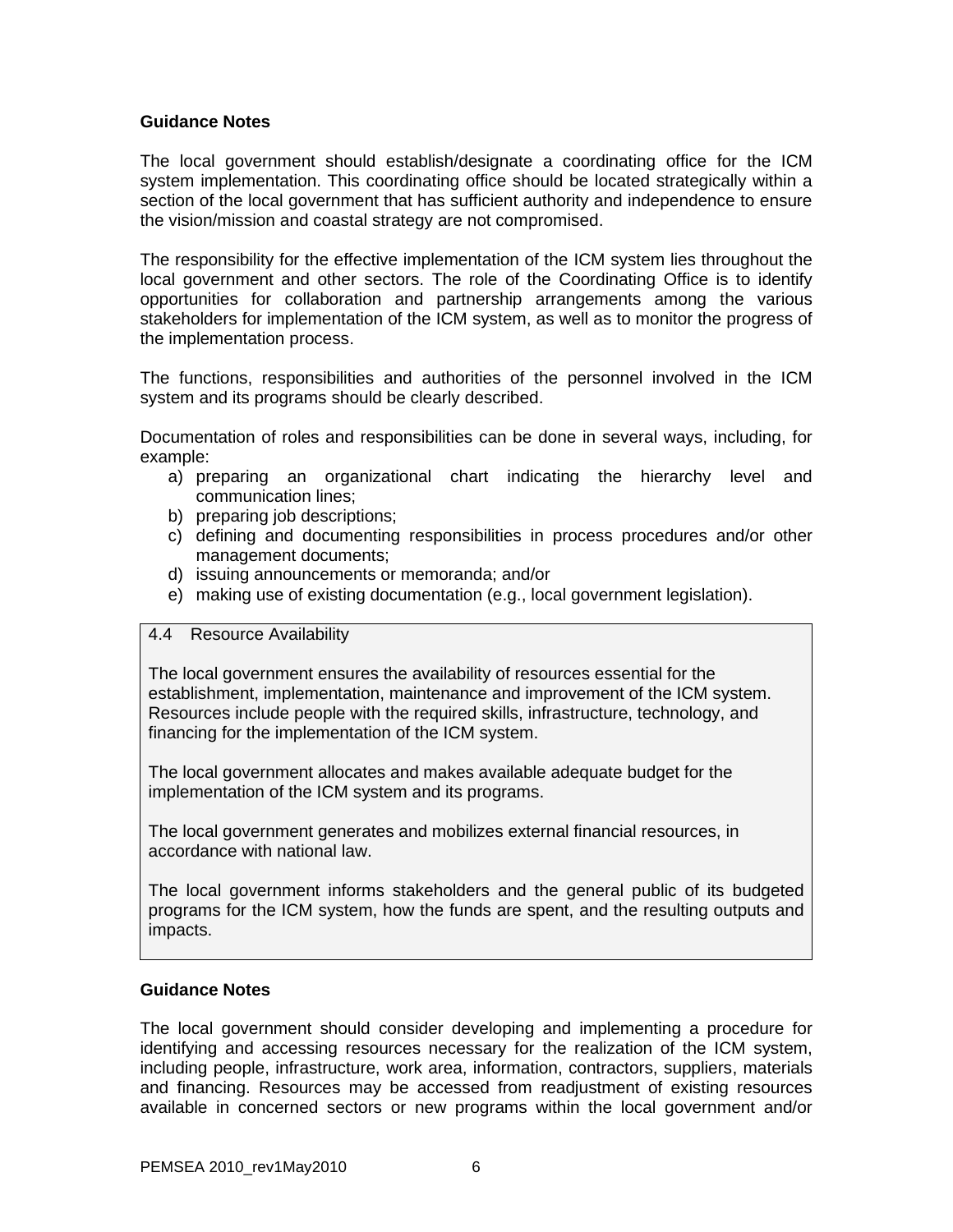**Guidance Notes**

The local government should establish/designate a coordinating office for the ICM system implementation. This coordinating office should be located strategically within a section of the local government that has sufficient authority and independence to ensure the vision/mission and coastal strategy are not compromised.

The responsibility for the effective implementation of the ICM system lies throughout the local government and other sectors. The role of the Coordinating Office is to identify opportunities for collaboration and partnership arrangements among the various stakeholders for implementation of the ICM system, as well as to monitor the progress of the implementation process.

The functions, responsibilities and authorities of the personnel involved in the ICM system and its programs should be clearly described.

Documentation of roles and responsibilities can be done in several ways, including, for example:

a) preparing an organizational chart indicating the hierarchy level and communication lines;
b) preparing job descriptions;
c) defining and documenting responsibilities in process procedures and/or other management documents;
d) issuing announcements or memoranda; and/or
e) making use of existing documentation (e.g., local government legislation).

4.4 Resource Availability

The local government ensures the availability of resources essential for the establishment, implementation, maintenance and improvement of the ICM system. Resources include people with the required skills, infrastructure, technology, and financing for the implementation of the ICM system.

The local government allocates and makes available adequate budget for the implementation of the ICM system and its programs.

The local government generates and mobilizes external financial resources, in accordance with national law.

The local government informs stakeholders and the general public of its budgeted programs for the ICM system, how the funds are spent, and the resulting outputs and impacts.

**Guidance Notes**

The local government should consider developing and implementing a procedure for identifying and accessing resources necessary for the realization of the ICM system, including people, infrastructure, work area, information, contractors, suppliers, materials and financing. Resources may be accessed from readjustment of existing resources available in concerned sectors or new programs within the local government and/or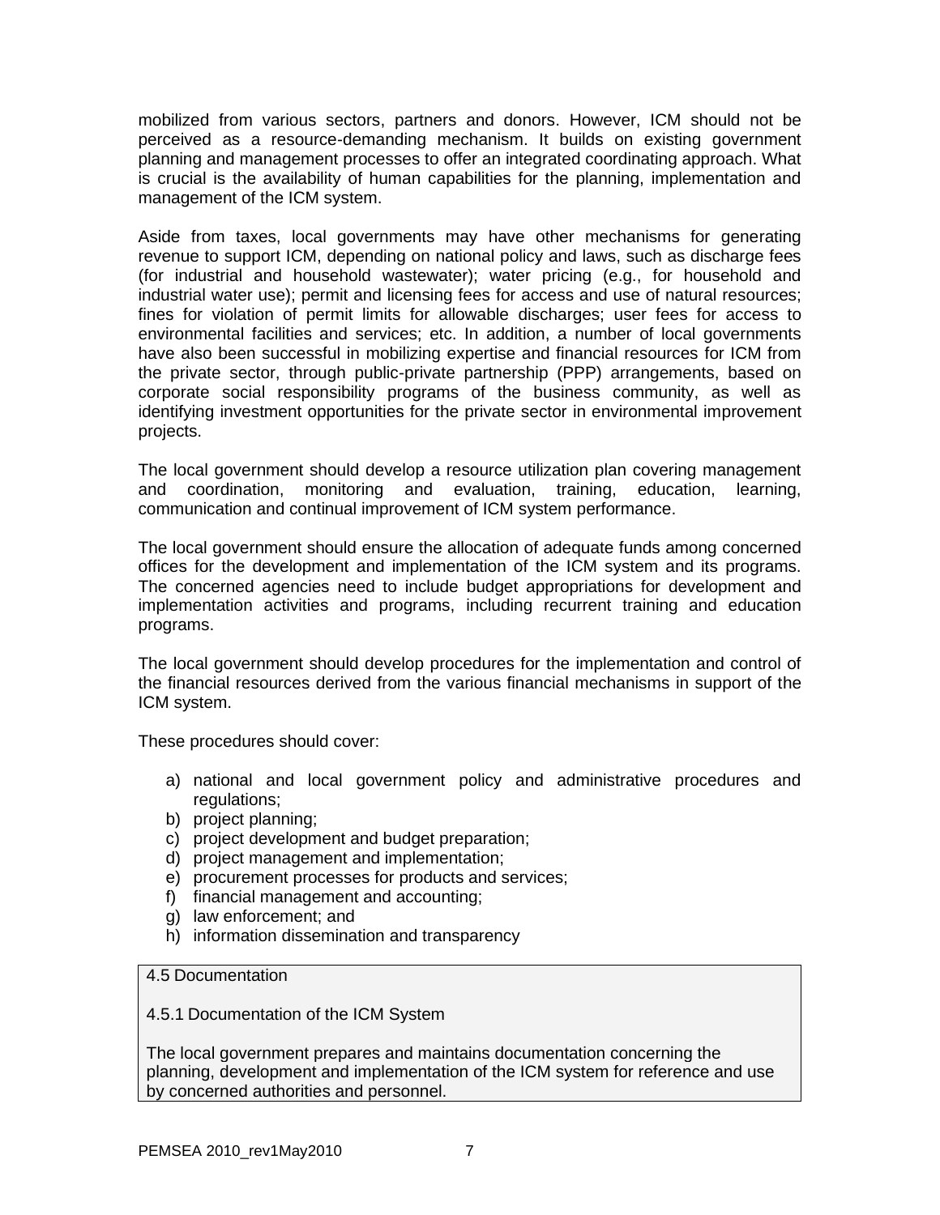mobilized from various sectors, partners and donors. However, ICM should not be perceived as a resource-demanding mechanism. It builds on existing government planning and management processes to offer an integrated coordinating approach. What is crucial is the availability of human capabilities for the planning, implementation and management of the ICM system.

Aside from taxes, local governments may have other mechanisms for generating revenue to support ICM, depending on national policy and laws, such as discharge fees (for industrial and household wastewater); water pricing (e.g., for household and industrial water use); permit and licensing fees for access and use of natural resources; fines for violation of permit limits for allowable discharges; user fees for access to environmental facilities and services; etc. In addition, a number of local governments have also been successful in mobilizing expertise and financial resources for ICM from the private sector, through public-private partnership (PPP) arrangements, based on corporate social responsibility programs of the business community, as well as identifying investment opportunities for the private sector in environmental improvement projects.

The local government should develop a resource utilization plan covering management and coordination, monitoring and evaluation, training, education, learning, communication and continual improvement of ICM system performance.

The local government should ensure the allocation of adequate funds among concerned offices for the development and implementation of the ICM system and its programs. The concerned agencies need to include budget appropriations for development and implementation activities and programs, including recurrent training and education programs.

The local government should develop procedures for the implementation and control of the financial resources derived from the various financial mechanisms in support of the ICM system.

These procedures should cover:

a) national and local government policy and administrative procedures and regulations;
b) project planning;
c) project development and budget preparation;
d) project management and implementation;
e) procurement processes for products and services;
f) financial management and accounting;
g) law enforcement; and
h) information dissemination and transparency

## 4.5 Documentation

### 4.5.1 Documentation of the ICM System

The local government prepares and maintains documentation concerning the planning, development and implementation of the ICM system for reference and use by concerned authorities and personnel.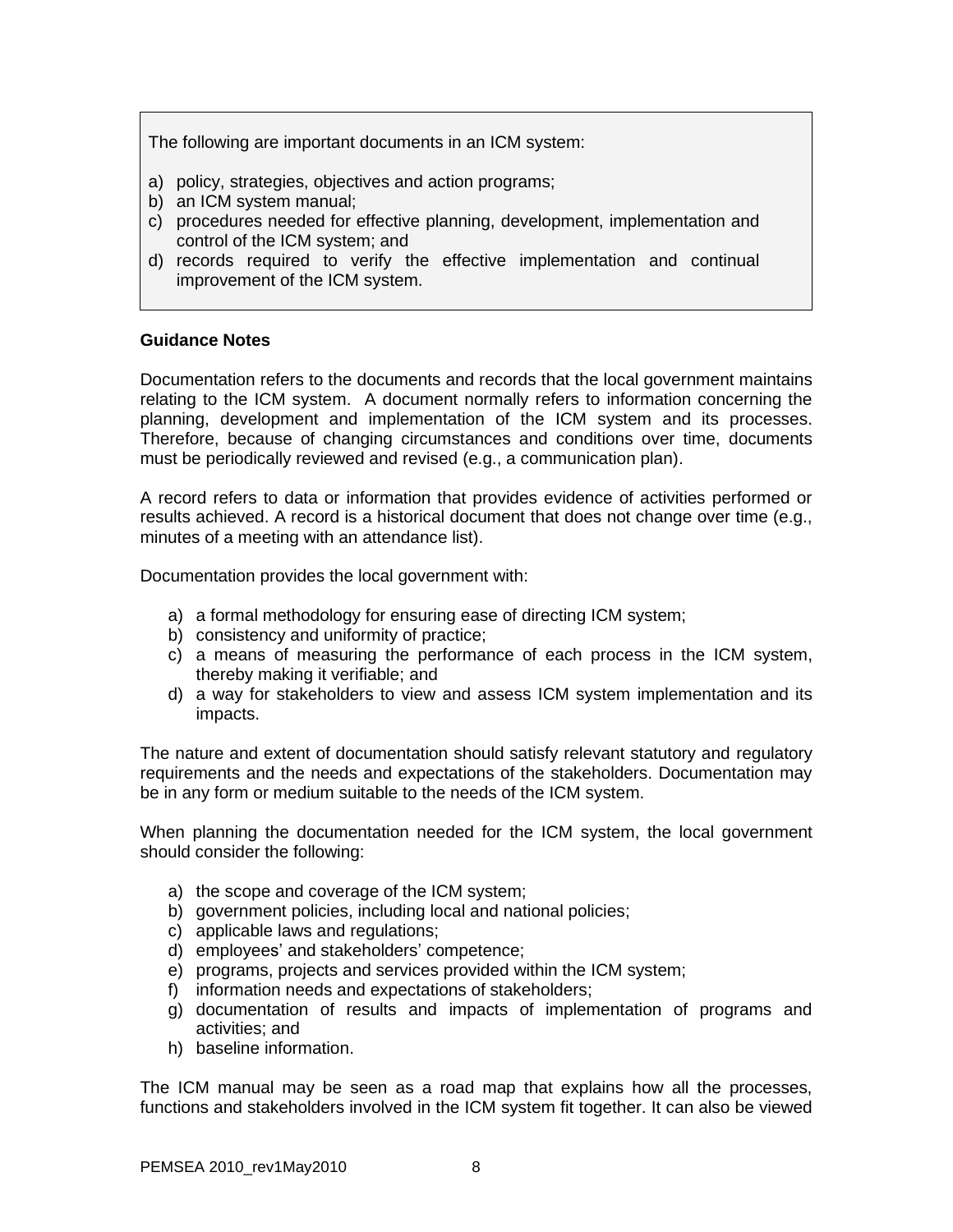The following are important documents in an ICM system:

a) policy, strategies, objectives and action programs;
b) an ICM system manual;
c) procedures needed for effective planning, development, implementation and control of the ICM system; and
d) records required to verify the effective implementation and continual improvement of the ICM system.

**Guidance Notes**

Documentation refers to the documents and records that the local government maintains relating to the ICM system. A document normally refers to information concerning the planning, development and implementation of the ICM system and its processes. Therefore, because of changing circumstances and conditions over time, documents must be periodically reviewed and revised (e.g., a communication plan).

A record refers to data or information that provides evidence of activities performed or results achieved. A record is a historical document that does not change over time (e.g., minutes of a meeting with an attendance list).

Documentation provides the local government with:

a) a formal methodology for ensuring ease of directing ICM system;
b) consistency and uniformity of practice;
c) a means of measuring the performance of each process in the ICM system, thereby making it verifiable; and
d) a way for stakeholders to view and assess ICM system implementation and its impacts.

The nature and extent of documentation should satisfy relevant statutory and regulatory requirements and the needs and expectations of the stakeholders. Documentation may be in any form or medium suitable to the needs of the ICM system.

When planning the documentation needed for the ICM system, the local government should consider the following:

a) the scope and coverage of the ICM system;
b) government policies, including local and national policies;
c) applicable laws and regulations;
d) employees' and stakeholders' competence;
e) programs, projects and services provided within the ICM system;
f) information needs and expectations of stakeholders;
g) documentation of results and impacts of implementation of programs and activities; and
h) baseline information.

The ICM manual may be seen as a road map that explains how all the processes, functions and stakeholders involved in the ICM system fit together. It can also be viewed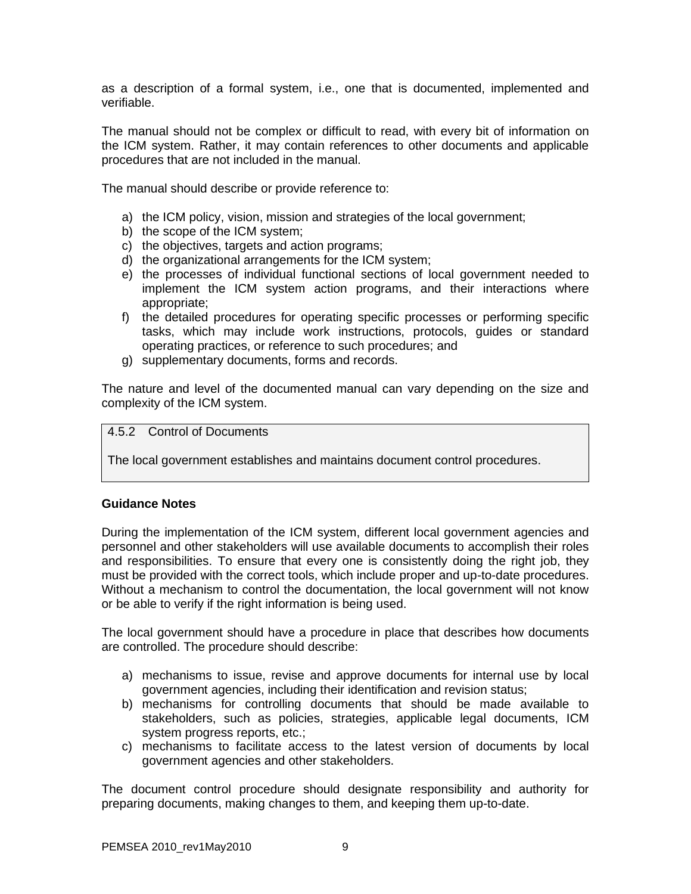as a description of a formal system, i.e., one that is documented, implemented and verifiable.

The manual should not be complex or difficult to read, with every bit of information on the ICM system. Rather, it may contain references to other documents and applicable procedures that are not included in the manual.

The manual should describe or provide reference to:

a) the ICM policy, vision, mission and strategies of the local government;
b) the scope of the ICM system;
c) the objectives, targets and action programs;
d) the organizational arrangements for the ICM system;
e) the processes of individual functional sections of local government needed to implement the ICM system action programs, and their interactions where appropriate;
f) the detailed procedures for operating specific processes or performing specific tasks, which may include work instructions, protocols, guides or standard operating practices, or reference to such procedures; and
g) supplementary documents, forms and records.

The nature and level of the documented manual can vary depending on the size and complexity of the ICM system.

### 4.5.2 Control of Documents

The local government establishes and maintains document control procedures.

**Guidance Notes**

During the implementation of the ICM system, different local government agencies and personnel and other stakeholders will use available documents to accomplish their roles and responsibilities. To ensure that every one is consistently doing the right job, they must be provided with the correct tools, which include proper and up-to-date procedures. Without a mechanism to control the documentation, the local government will not know or be able to verify if the right information is being used.

The local government should have a procedure in place that describes how documents are controlled. The procedure should describe:

a) mechanisms to issue, revise and approve documents for internal use by local government agencies, including their identification and revision status;
b) mechanisms for controlling documents that should be made available to stakeholders, such as policies, strategies, applicable legal documents, ICM system progress reports, etc.;
c) mechanisms to facilitate access to the latest version of documents by local government agencies and other stakeholders.

The document control procedure should designate responsibility and authority for preparing documents, making changes to them, and keeping them up-to-date.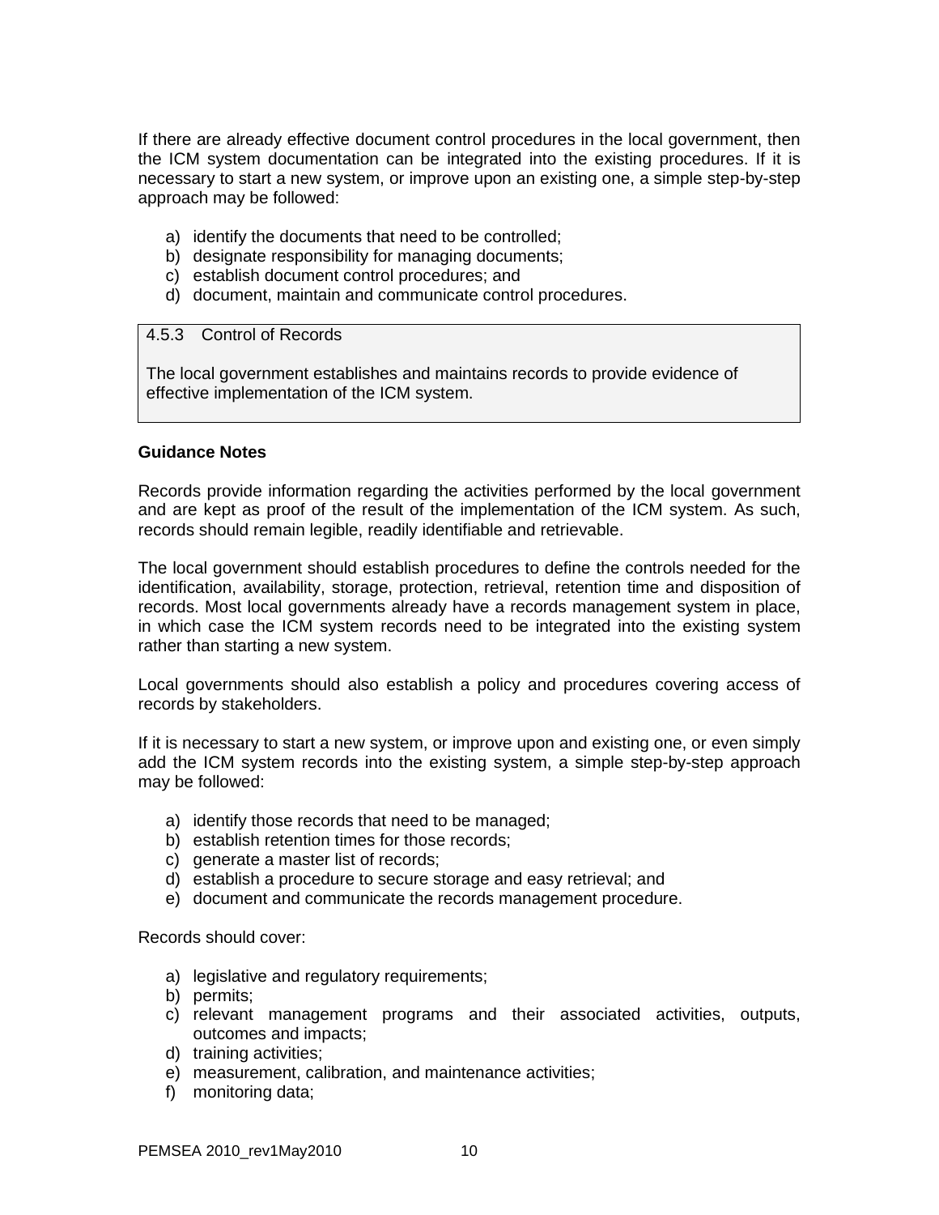If there are already effective document control procedures in the local government, then the ICM system documentation can be integrated into the existing procedures. If it is necessary to start a new system, or improve upon an existing one, a simple step-by-step approach may be followed:

a) identify the documents that need to be controlled;
b) designate responsibility for managing documents;
c) establish document control procedures; and
d) document, maintain and communicate control procedures.

### 4.5.3 Control of Records

The local government establishes and maintains records to provide evidence of effective implementation of the ICM system.

**Guidance Notes**

Records provide information regarding the activities performed by the local government and are kept as proof of the result of the implementation of the ICM system. As such, records should remain legible, readily identifiable and retrievable.

The local government should establish procedures to define the controls needed for the identification, availability, storage, protection, retrieval, retention time and disposition of records. Most local governments already have a records management system in place, in which case the ICM system records need to be integrated into the existing system rather than starting a new system.

Local governments should also establish a policy and procedures covering access of records by stakeholders.

If it is necessary to start a new system, or improve upon and existing one, or even simply add the ICM system records into the existing system, a simple step-by-step approach may be followed:

a) identify those records that need to be managed;
b) establish retention times for those records;
c) generate a master list of records;
d) establish a procedure to secure storage and easy retrieval; and
e) document and communicate the records management procedure.

Records should cover:

a) legislative and regulatory requirements;
b) permits;
c) relevant management programs and their associated activities, outputs, outcomes and impacts;
d) training activities;
e) measurement, calibration, and maintenance activities;
f) monitoring data;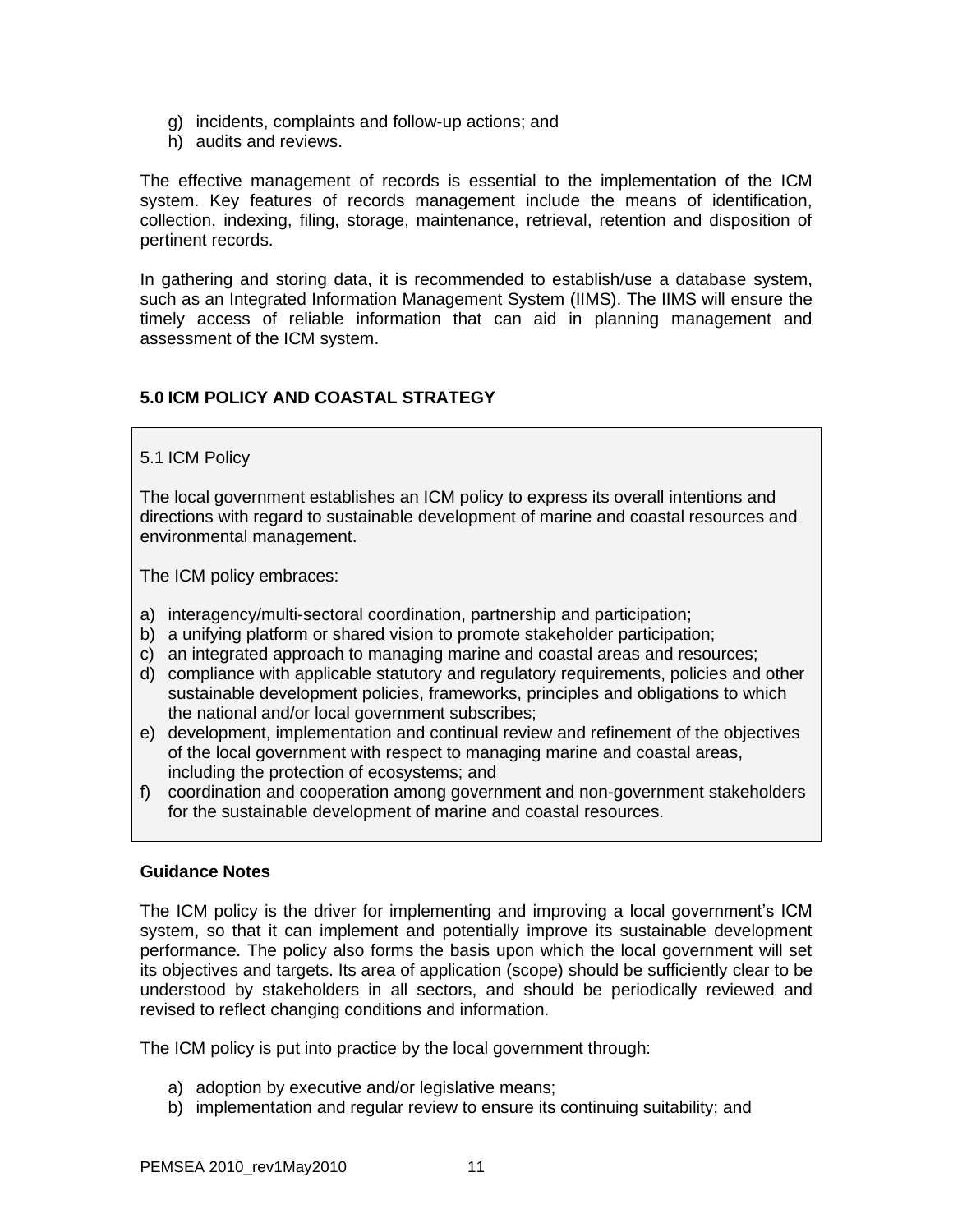g) incidents, complaints and follow-up actions; and
h) audits and reviews.

The effective management of records is essential to the implementation of the ICM system. Key features of records management include the means of identification, collection, indexing, filing, storage, maintenance, retrieval, retention and disposition of pertinent records.

In gathering and storing data, it is recommended to establish/use a database system, such as an Integrated Information Management System (IIMS). The IIMS will ensure the timely access of reliable information that can aid in planning management and assessment of the ICM system.

## 5.0 ICM POLICY AND COASTAL STRATEGY

### 5.1 ICM Policy

The local government establishes an ICM policy to express its overall intentions and directions with regard to sustainable development of marine and coastal resources and environmental management.

The ICM policy embraces:

a) interagency/multi-sectoral coordination, partnership and participation;
b) a unifying platform or shared vision to promote stakeholder participation;
c) an integrated approach to managing marine and coastal areas and resources;
d) compliance with applicable statutory and regulatory requirements, policies and other sustainable development policies, frameworks, principles and obligations to which the national and/or local government subscribes;
e) development, implementation and continual review and refinement of the objectives of the local government with respect to managing marine and coastal areas, including the protection of ecosystems; and
f) coordination and cooperation among government and non-government stakeholders for the sustainable development of marine and coastal resources.

**Guidance Notes**

The ICM policy is the driver for implementing and improving a local government's ICM system, so that it can implement and potentially improve its sustainable development performance. The policy also forms the basis upon which the local government will set its objectives and targets. Its area of application (scope) should be sufficiently clear to be understood by stakeholders in all sectors, and should be periodically reviewed and revised to reflect changing conditions and information.

The ICM policy is put into practice by the local government through:

a) adoption by executive and/or legislative means;
b) implementation and regular review to ensure its continuing suitability; and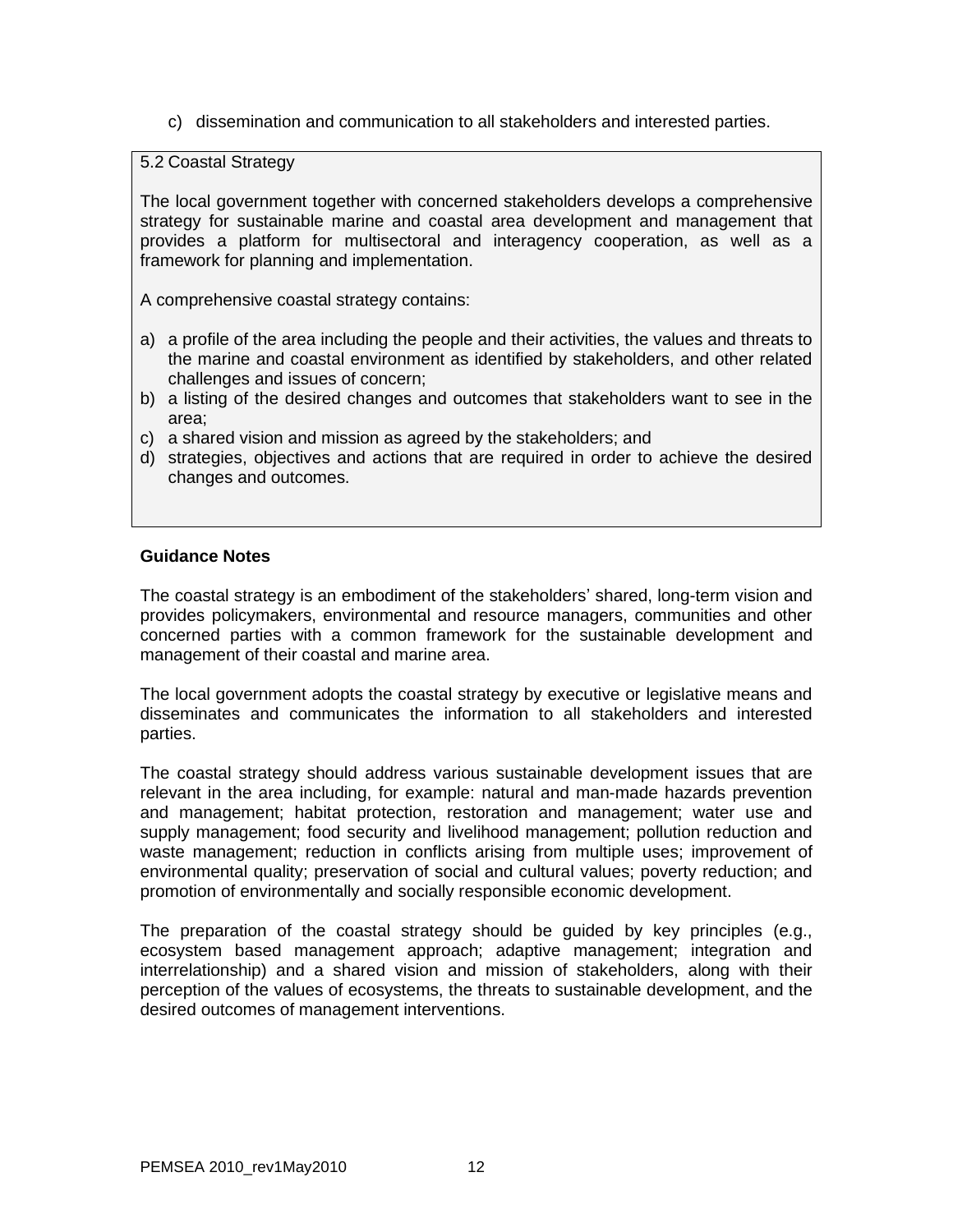c) dissemination and communication to all stakeholders and interested parties.

5.2 Coastal Strategy

The local government together with concerned stakeholders develops a comprehensive strategy for sustainable marine and coastal area development and management that provides a platform for multisectoral and interagency cooperation, as well as a framework for planning and implementation.

A comprehensive coastal strategy contains:

a) a profile of the area including the people and their activities, the values and threats to the marine and coastal environment as identified by stakeholders, and other related challenges and issues of concern;
b) a listing of the desired changes and outcomes that stakeholders want to see in the area;
c) a shared vision and mission as agreed by the stakeholders; and
d) strategies, objectives and actions that are required in order to achieve the desired changes and outcomes.

**Guidance Notes**

The coastal strategy is an embodiment of the stakeholders' shared, long-term vision and provides policymakers, environmental and resource managers, communities and other concerned parties with a common framework for the sustainable development and management of their coastal and marine area.

The local government adopts the coastal strategy by executive or legislative means and disseminates and communicates the information to all stakeholders and interested parties.

The coastal strategy should address various sustainable development issues that are relevant in the area including, for example: natural and man-made hazards prevention and management; habitat protection, restoration and management; water use and supply management; food security and livelihood management; pollution reduction and waste management; reduction in conflicts arising from multiple uses; improvement of environmental quality; preservation of social and cultural values; poverty reduction; and promotion of environmentally and socially responsible economic development.

The preparation of the coastal strategy should be guided by key principles (e.g., ecosystem based management approach; adaptive management; integration and interrelationship) and a shared vision and mission of stakeholders, along with their perception of the values of ecosystems, the threats to sustainable development, and the desired outcomes of management interventions.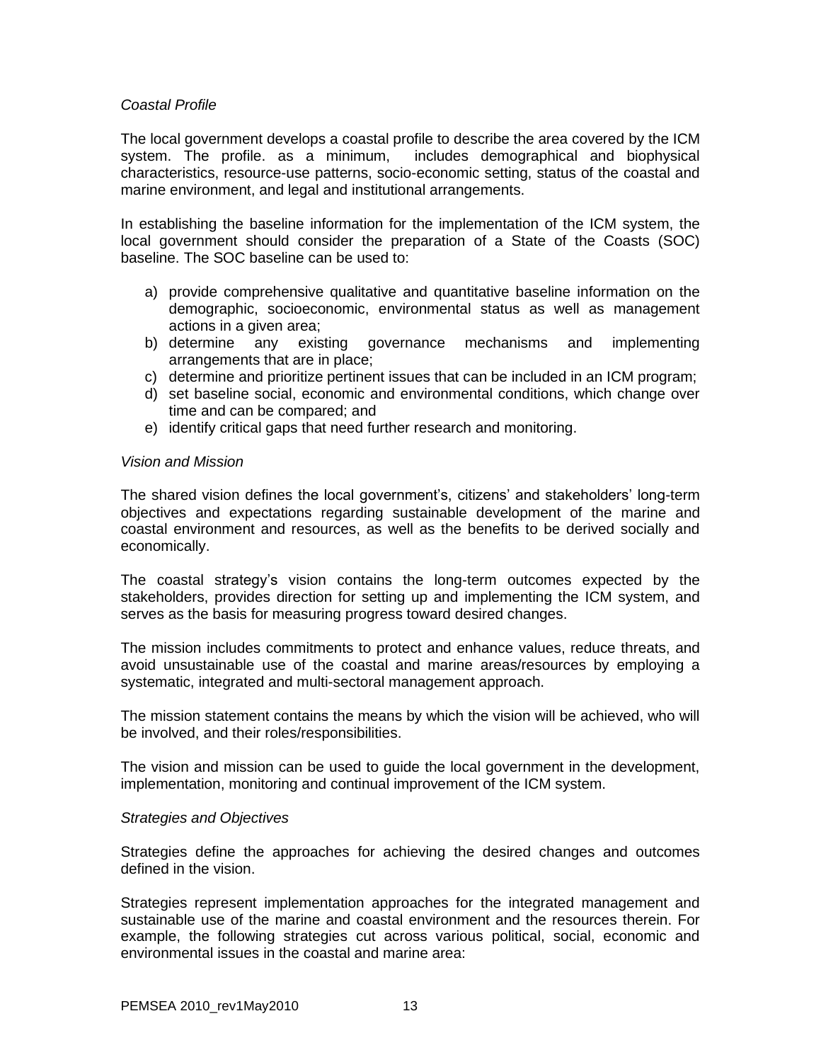*Coastal Profile*

The local government develops a coastal profile to describe the area covered by the ICM system. The profile. as a minimum, includes demographical and biophysical characteristics, resource-use patterns, socio-economic setting, status of the coastal and marine environment, and legal and institutional arrangements.

In establishing the baseline information for the implementation of the ICM system, the local government should consider the preparation of a State of the Coasts (SOC) baseline. The SOC baseline can be used to:

a) provide comprehensive qualitative and quantitative baseline information on the demographic, socioeconomic, environmental status as well as management actions in a given area;
b) determine any existing governance mechanisms and implementing arrangements that are in place;
c) determine and prioritize pertinent issues that can be included in an ICM program;
d) set baseline social, economic and environmental conditions, which change over time and can be compared; and
e) identify critical gaps that need further research and monitoring.

*Vision and Mission*

The shared vision defines the local government's, citizens' and stakeholders' long-term objectives and expectations regarding sustainable development of the marine and coastal environment and resources, as well as the benefits to be derived socially and economically.

The coastal strategy's vision contains the long-term outcomes expected by the stakeholders, provides direction for setting up and implementing the ICM system, and serves as the basis for measuring progress toward desired changes.

The mission includes commitments to protect and enhance values, reduce threats, and avoid unsustainable use of the coastal and marine areas/resources by employing a systematic, integrated and multi-sectoral management approach.

The mission statement contains the means by which the vision will be achieved, who will be involved, and their roles/responsibilities.

The vision and mission can be used to guide the local government in the development, implementation, monitoring and continual improvement of the ICM system.

*Strategies and Objectives*

Strategies define the approaches for achieving the desired changes and outcomes defined in the vision.

Strategies represent implementation approaches for the integrated management and sustainable use of the marine and coastal environment and the resources therein. For example, the following strategies cut across various political, social, economic and environmental issues in the coastal and marine area: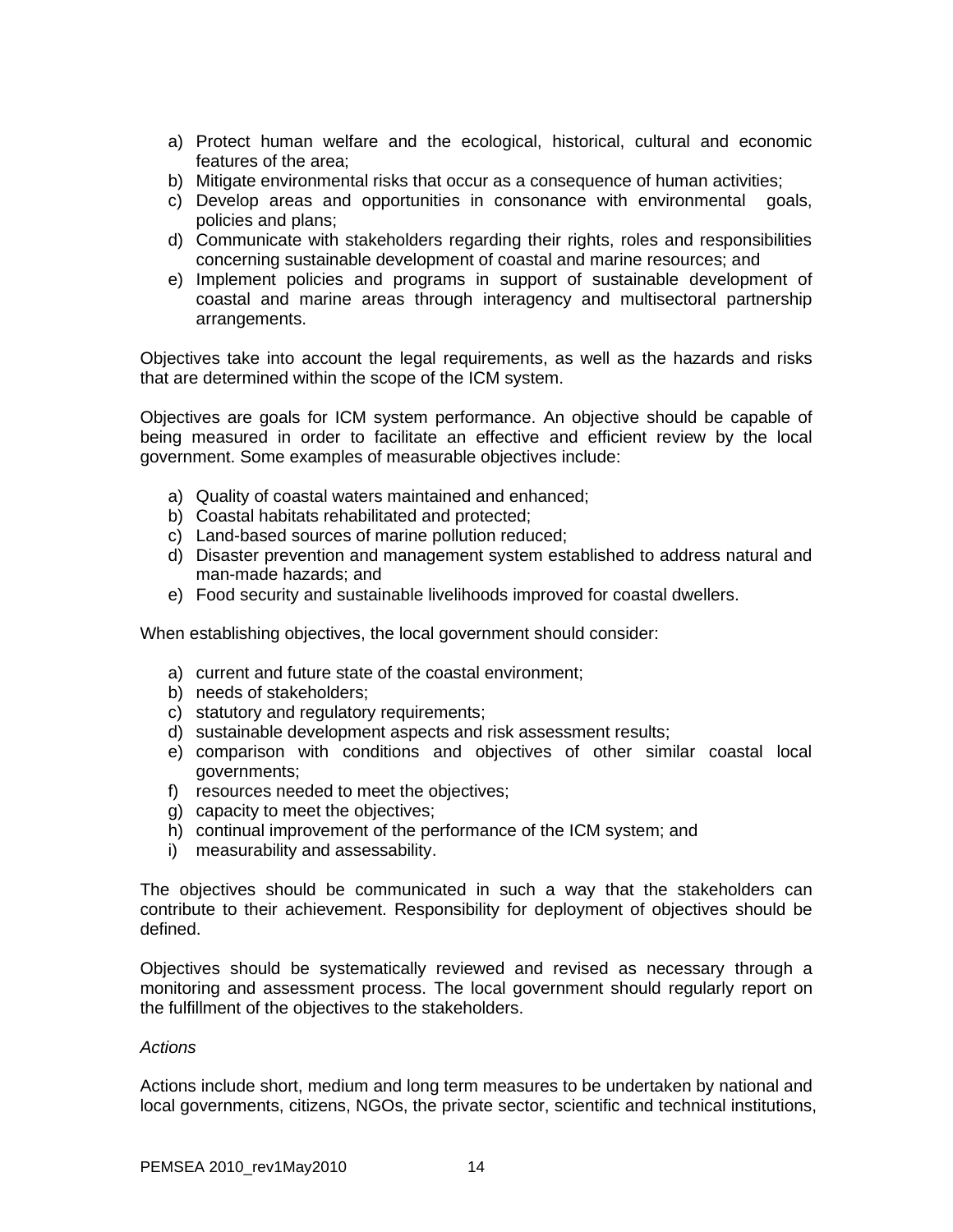a) Protect human welfare and the ecological, historical, cultural and economic features of the area;
b) Mitigate environmental risks that occur as a consequence of human activities;
c) Develop areas and opportunities in consonance with environmental goals, policies and plans;
d) Communicate with stakeholders regarding their rights, roles and responsibilities concerning sustainable development of coastal and marine resources; and
e) Implement policies and programs in support of sustainable development of coastal and marine areas through interagency and multisectoral partnership arrangements.

Objectives take into account the legal requirements, as well as the hazards and risks that are determined within the scope of the ICM system.

Objectives are goals for ICM system performance. An objective should be capable of being measured in order to facilitate an effective and efficient review by the local government. Some examples of measurable objectives include:

a) Quality of coastal waters maintained and enhanced;
b) Coastal habitats rehabilitated and protected;
c) Land-based sources of marine pollution reduced;
d) Disaster prevention and management system established to address natural and man-made hazards; and
e) Food security and sustainable livelihoods improved for coastal dwellers.

When establishing objectives, the local government should consider:

a) current and future state of the coastal environment;
b) needs of stakeholders;
c) statutory and regulatory requirements;
d) sustainable development aspects and risk assessment results;
e) comparison with conditions and objectives of other similar coastal local governments;
f) resources needed to meet the objectives;
g) capacity to meet the objectives;
h) continual improvement of the performance of the ICM system; and
i) measurability and assessability.

The objectives should be communicated in such a way that the stakeholders can contribute to their achievement. Responsibility for deployment of objectives should be defined.

Objectives should be systematically reviewed and revised as necessary through a monitoring and assessment process. The local government should regularly report on the fulfillment of the objectives to the stakeholders.

*Actions*

Actions include short, medium and long term measures to be undertaken by national and local governments, citizens, NGOs, the private sector, scientific and technical institutions,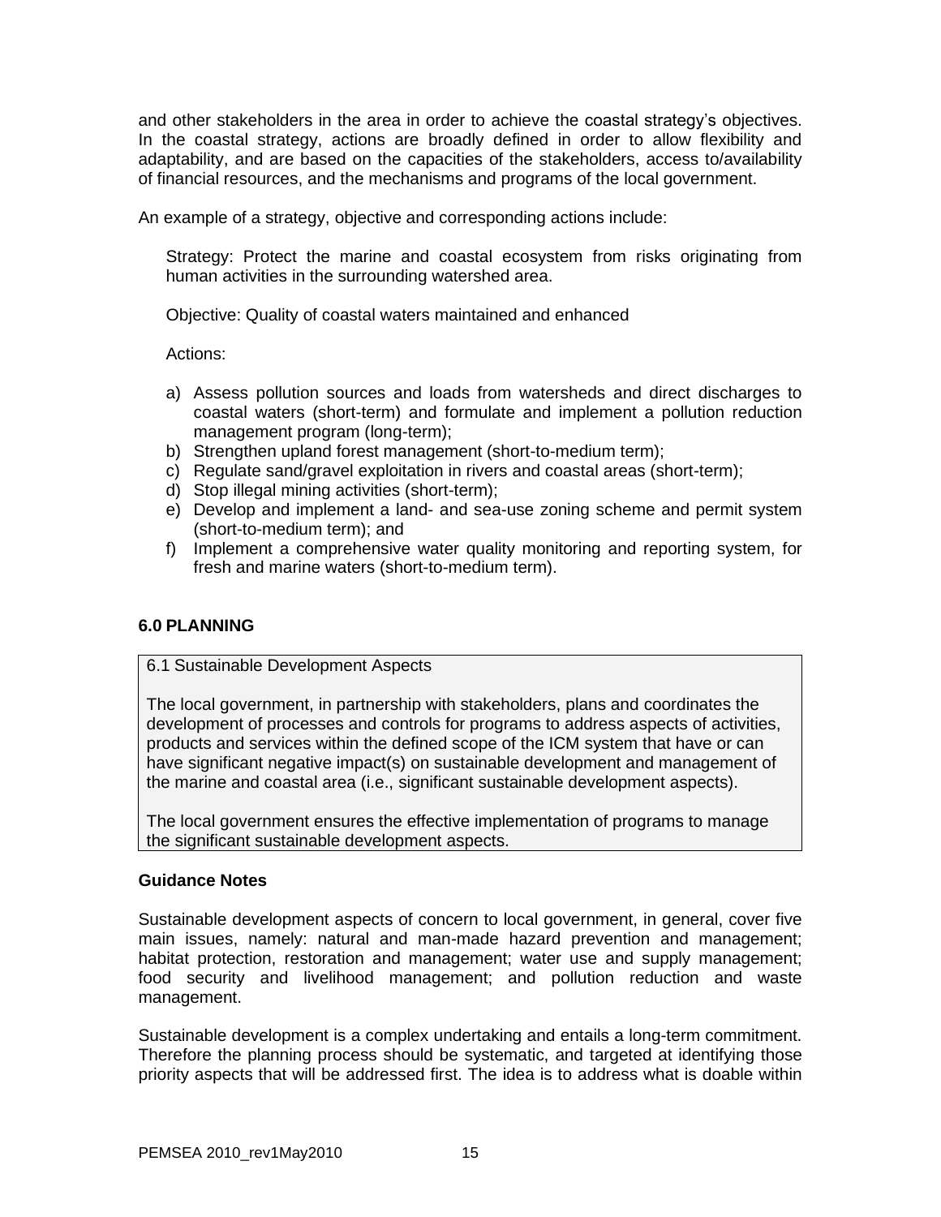and other stakeholders in the area in order to achieve the coastal strategy's objectives. In the coastal strategy, actions are broadly defined in order to allow flexibility and adaptability, and are based on the capacities of the stakeholders, access to/availability of financial resources, and the mechanisms and programs of the local government.

An example of a strategy, objective and corresponding actions include:

> Strategy: Protect the marine and coastal ecosystem from risks originating from human activities in the surrounding watershed area.
>
> Objective: Quality of coastal waters maintained and enhanced
>
> Actions:

a) Assess pollution sources and loads from watersheds and direct discharges to coastal waters (short-term) and formulate and implement a pollution reduction management program (long-term);
b) Strengthen upland forest management (short-to-medium term);
c) Regulate sand/gravel exploitation in rivers and coastal areas (short-term);
d) Stop illegal mining activities (short-term);
e) Develop and implement a land- and sea-use zoning scheme and permit system (short-to-medium term); and
f) Implement a comprehensive water quality monitoring and reporting system, for fresh and marine waters (short-to-medium term).

## 6.0 PLANNING

> 6.1 Sustainable Development Aspects
>
> The local government, in partnership with stakeholders, plans and coordinates the development of processes and controls for programs to address aspects of activities, products and services within the defined scope of the ICM system that have or can have significant negative impact(s) on sustainable development and management of the marine and coastal area (i.e., significant sustainable development aspects).
>
> The local government ensures the effective implementation of programs to manage the significant sustainable development aspects.

### Guidance Notes

Sustainable development aspects of concern to local government, in general, cover five main issues, namely: natural and man-made hazard prevention and management; habitat protection, restoration and management; water use and supply management; food security and livelihood management; and pollution reduction and waste management.

Sustainable development is a complex undertaking and entails a long-term commitment. Therefore the planning process should be systematic, and targeted at identifying those priority aspects that will be addressed first. The idea is to address what is doable within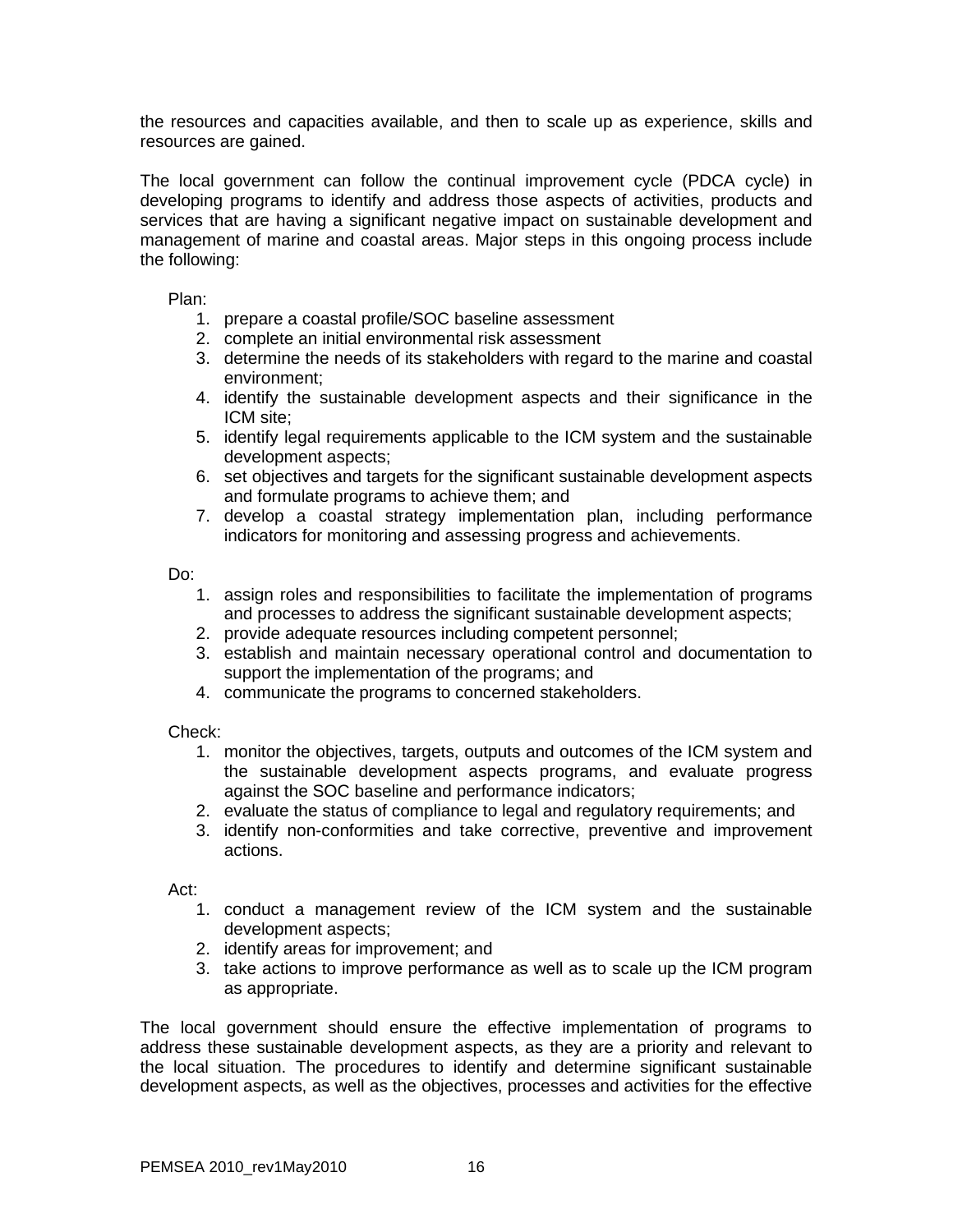the resources and capacities available, and then to scale up as experience, skills and resources are gained.

The local government can follow the continual improvement cycle (PDCA cycle) in developing programs to identify and address those aspects of activities, products and services that are having a significant negative impact on sustainable development and management of marine and coastal areas. Major steps in this ongoing process include the following:

Plan:

1. prepare a coastal profile/SOC baseline assessment
2. complete an initial environmental risk assessment
3. determine the needs of its stakeholders with regard to the marine and coastal environment;
4. identify the sustainable development aspects and their significance in the ICM site;
5. identify legal requirements applicable to the ICM system and the sustainable development aspects;
6. set objectives and targets for the significant sustainable development aspects and formulate programs to achieve them; and
7. develop a coastal strategy implementation plan, including performance indicators for monitoring and assessing progress and achievements.

Do:

1. assign roles and responsibilities to facilitate the implementation of programs and processes to address the significant sustainable development aspects;
2. provide adequate resources including competent personnel;
3. establish and maintain necessary operational control and documentation to support the implementation of the programs; and
4. communicate the programs to concerned stakeholders.

Check:

1. monitor the objectives, targets, outputs and outcomes of the ICM system and the sustainable development aspects programs, and evaluate progress against the SOC baseline and performance indicators;
2. evaluate the status of compliance to legal and regulatory requirements; and
3. identify non-conformities and take corrective, preventive and improvement actions.

Act:

1. conduct a management review of the ICM system and the sustainable development aspects;
2. identify areas for improvement; and
3. take actions to improve performance as well as to scale up the ICM program as appropriate.

The local government should ensure the effective implementation of programs to address these sustainable development aspects, as they are a priority and relevant to the local situation. The procedures to identify and determine significant sustainable development aspects, as well as the objectives, processes and activities for the effective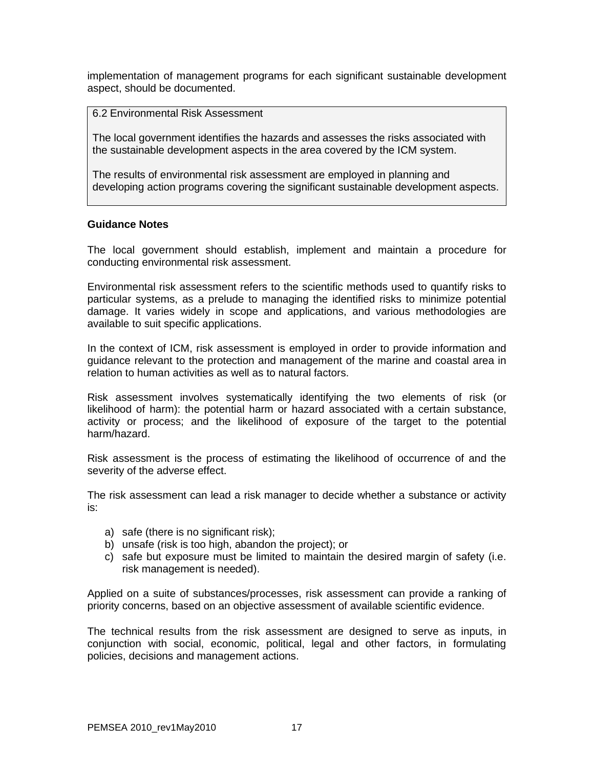implementation of management programs for each significant sustainable development aspect, should be documented.

> 6.2 Environmental Risk Assessment
>
> The local government identifies the hazards and assesses the risks associated with the sustainable development aspects in the area covered by the ICM system.
>
> The results of environmental risk assessment are employed in planning and developing action programs covering the significant sustainable development aspects.

**Guidance Notes**

The local government should establish, implement and maintain a procedure for conducting environmental risk assessment.

Environmental risk assessment refers to the scientific methods used to quantify risks to particular systems, as a prelude to managing the identified risks to minimize potential damage. It varies widely in scope and applications, and various methodologies are available to suit specific applications.

In the context of ICM, risk assessment is employed in order to provide information and guidance relevant to the protection and management of the marine and coastal area in relation to human activities as well as to natural factors.

Risk assessment involves systematically identifying the two elements of risk (or likelihood of harm): the potential harm or hazard associated with a certain substance, activity or process; and the likelihood of exposure of the target to the potential harm/hazard.

Risk assessment is the process of estimating the likelihood of occurrence of and the severity of the adverse effect.

The risk assessment can lead a risk manager to decide whether a substance or activity is:

a) safe (there is no significant risk);
b) unsafe (risk is too high, abandon the project); or
c) safe but exposure must be limited to maintain the desired margin of safety (i.e. risk management is needed).

Applied on a suite of substances/processes, risk assessment can provide a ranking of priority concerns, based on an objective assessment of available scientific evidence.

The technical results from the risk assessment are designed to serve as inputs, in conjunction with social, economic, political, legal and other factors, in formulating policies, decisions and management actions.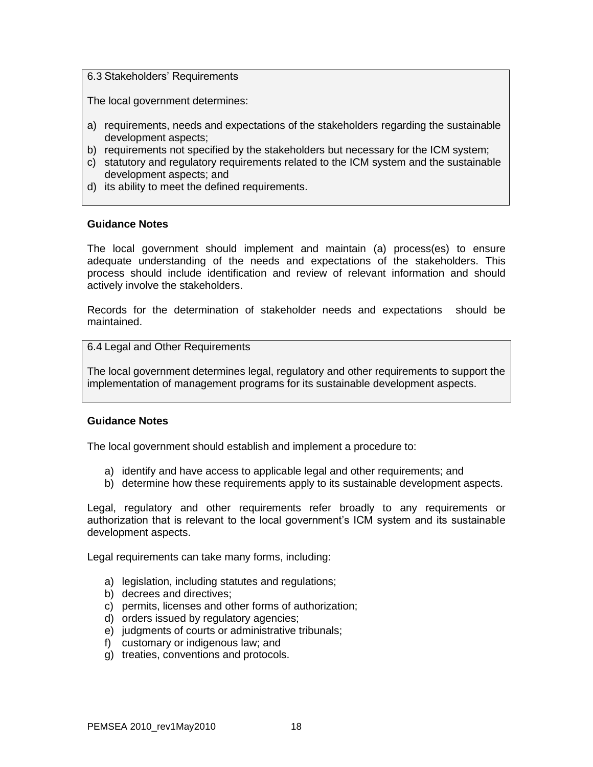6.3 Stakeholders' Requirements

The local government determines:

a) requirements, needs and expectations of the stakeholders regarding the sustainable development aspects;
b) requirements not specified by the stakeholders but necessary for the ICM system;
c) statutory and regulatory requirements related to the ICM system and the sustainable development aspects; and
d) its ability to meet the defined requirements.

**Guidance Notes**

The local government should implement and maintain (a) process(es) to ensure adequate understanding of the needs and expectations of the stakeholders. This process should include identification and review of relevant information and should actively involve the stakeholders.

Records for the determination of stakeholder needs and expectations should be maintained.

6.4 Legal and Other Requirements

The local government determines legal, regulatory and other requirements to support the implementation of management programs for its sustainable development aspects.

**Guidance Notes**

The local government should establish and implement a procedure to:

a) identify and have access to applicable legal and other requirements; and
b) determine how these requirements apply to its sustainable development aspects.

Legal, regulatory and other requirements refer broadly to any requirements or authorization that is relevant to the local government's ICM system and its sustainable development aspects.

Legal requirements can take many forms, including:

a) legislation, including statutes and regulations;
b) decrees and directives;
c) permits, licenses and other forms of authorization;
d) orders issued by regulatory agencies;
e) judgments of courts or administrative tribunals;
f) customary or indigenous law; and
g) treaties, conventions and protocols.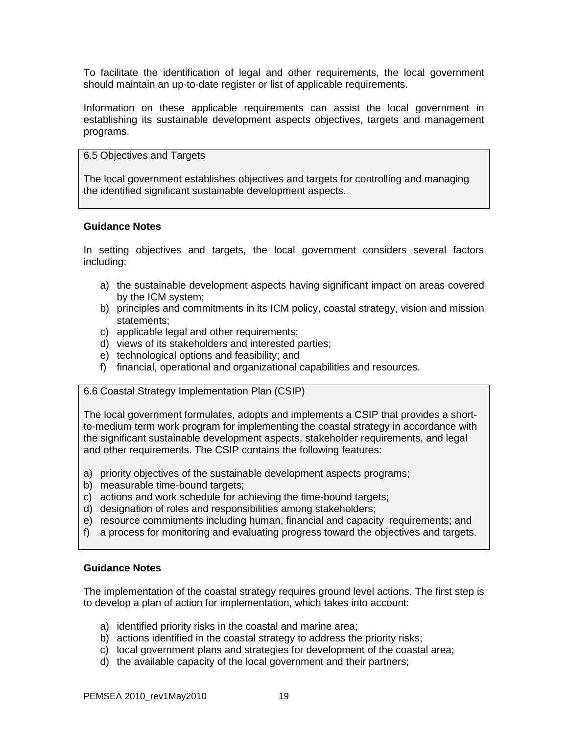To facilitate the identification of legal and other requirements, the local government should maintain an up-to-date register or list of applicable requirements.

Information on these applicable requirements can assist the local government in establishing its sustainable development aspects objectives, targets and management programs.

> 6.5 Objectives and Targets
>
> The local government establishes objectives and targets for controlling and managing the identified significant sustainable development aspects.

**Guidance Notes**

In setting objectives and targets, the local government considers several factors including:

a) the sustainable development aspects having significant impact on areas covered by the ICM system;
b) principles and commitments in its ICM policy, coastal strategy, vision and mission statements;
c) applicable legal and other requirements;
d) views of its stakeholders and interested parties;
e) technological options and feasibility; and
f) financial, operational and organizational capabilities and resources.

> 6.6 Coastal Strategy Implementation Plan (CSIP)
>
> The local government formulates, adopts and implements a CSIP that provides a short-to-medium term work program for implementing the coastal strategy in accordance with the significant sustainable development aspects, stakeholder requirements, and legal and other requirements. The CSIP contains the following features:
>
> a) priority objectives of the sustainable development aspects programs;
> b) measurable time-bound targets;
> c) actions and work schedule for achieving the time-bound targets;
> d) designation of roles and responsibilities among stakeholders;
> e) resource commitments including human, financial and capacity requirements; and
> f) a process for monitoring and evaluating progress toward the objectives and targets.

**Guidance Notes**

The implementation of the coastal strategy requires ground level actions. The first step is to develop a plan of action for implementation, which takes into account:

a) identified priority risks in the coastal and marine area;
b) actions identified in the coastal strategy to address the priority risks;
c) local government plans and strategies for development of the coastal area;
d) the available capacity of the local government and their partners;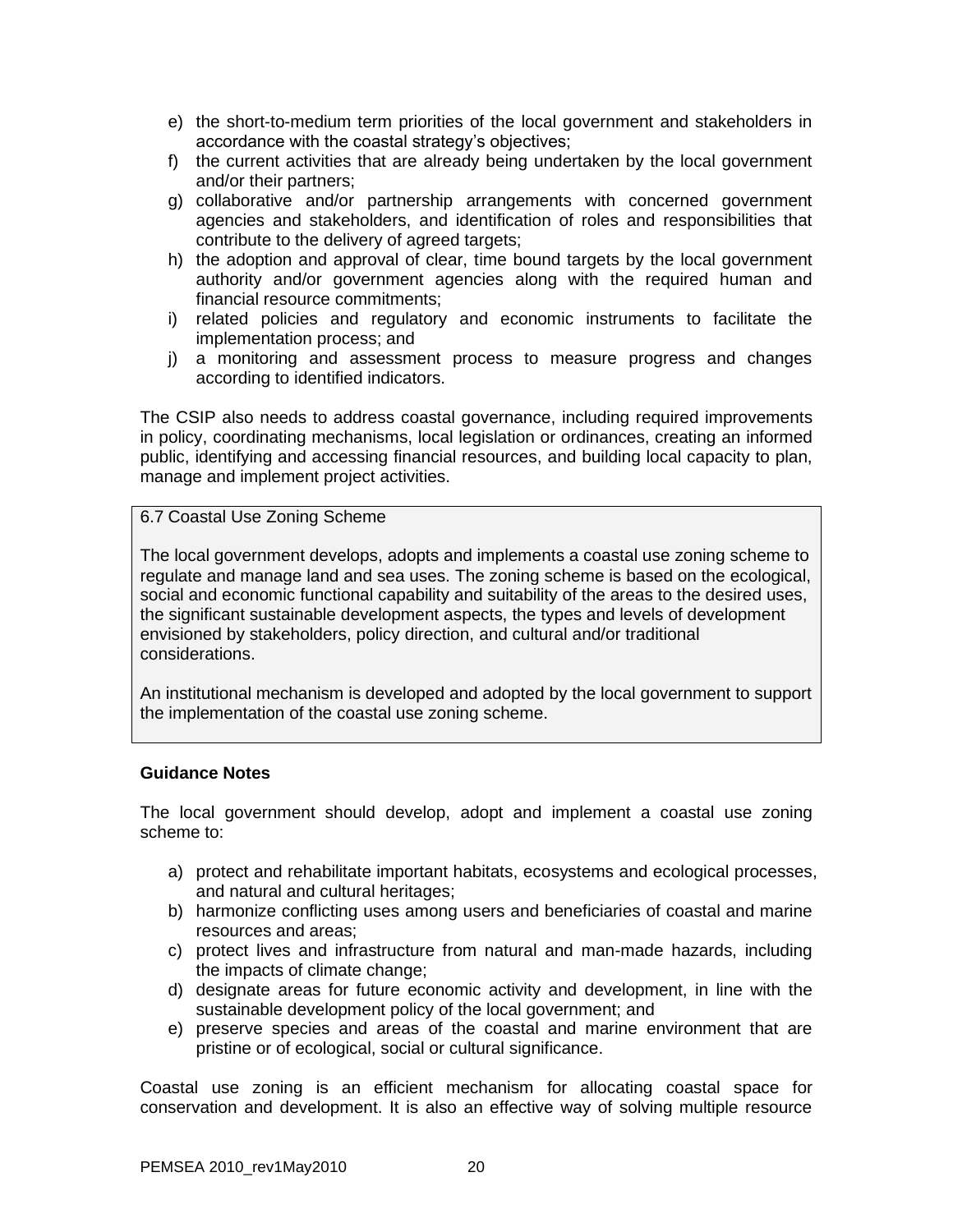e) the short-to-medium term priorities of the local government and stakeholders in accordance with the coastal strategy's objectives;
f) the current activities that are already being undertaken by the local government and/or their partners;
g) collaborative and/or partnership arrangements with concerned government agencies and stakeholders, and identification of roles and responsibilities that contribute to the delivery of agreed targets;
h) the adoption and approval of clear, time bound targets by the local government authority and/or government agencies along with the required human and financial resource commitments;
i) related policies and regulatory and economic instruments to facilitate the implementation process; and
j) a monitoring and assessment process to measure progress and changes according to identified indicators.

The CSIP also needs to address coastal governance, including required improvements in policy, coordinating mechanisms, local legislation or ordinances, creating an informed public, identifying and accessing financial resources, and building local capacity to plan, manage and implement project activities.

6.7 Coastal Use Zoning Scheme

The local government develops, adopts and implements a coastal use zoning scheme to regulate and manage land and sea uses. The zoning scheme is based on the ecological, social and economic functional capability and suitability of the areas to the desired uses, the significant sustainable development aspects, the types and levels of development envisioned by stakeholders, policy direction, and cultural and/or traditional considerations.

An institutional mechanism is developed and adopted by the local government to support the implementation of the coastal use zoning scheme.

**Guidance Notes**

The local government should develop, adopt and implement a coastal use zoning scheme to:

a) protect and rehabilitate important habitats, ecosystems and ecological processes, and natural and cultural heritages;
b) harmonize conflicting uses among users and beneficiaries of coastal and marine resources and areas;
c) protect lives and infrastructure from natural and man-made hazards, including the impacts of climate change;
d) designate areas for future economic activity and development, in line with the sustainable development policy of the local government; and
e) preserve species and areas of the coastal and marine environment that are pristine or of ecological, social or cultural significance.

Coastal use zoning is an efficient mechanism for allocating coastal space for conservation and development. It is also an effective way of solving multiple resource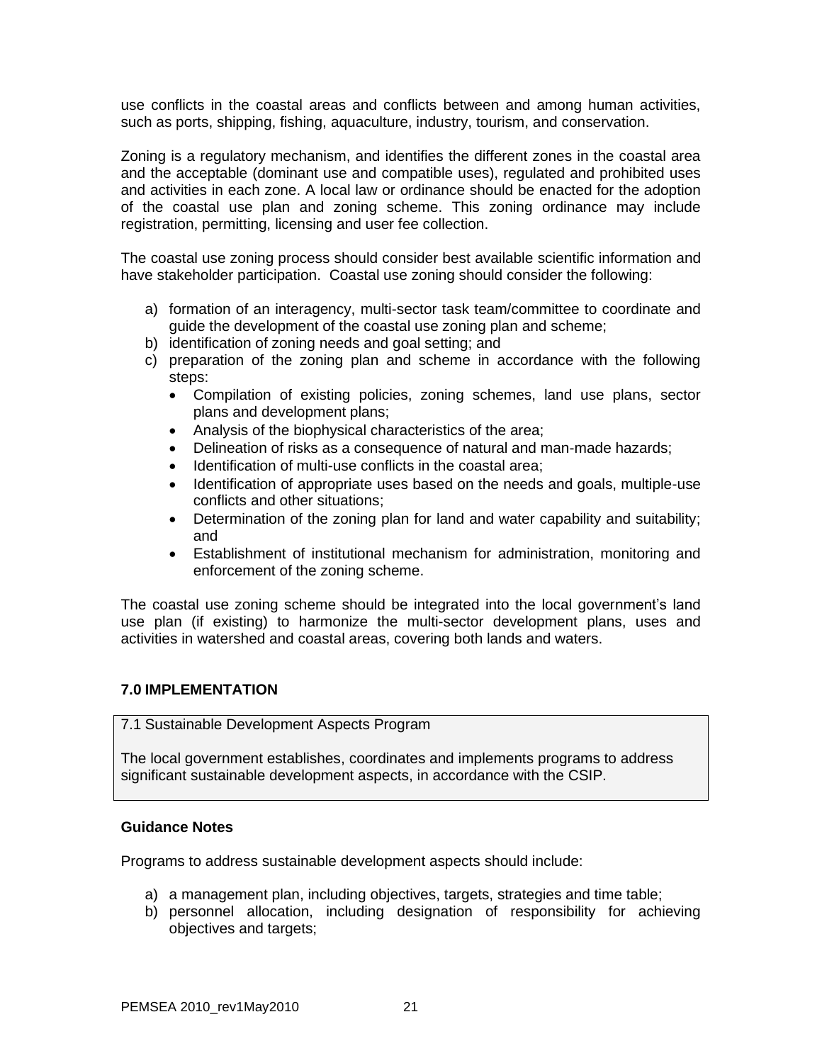use conflicts in the coastal areas and conflicts between and among human activities, such as ports, shipping, fishing, aquaculture, industry, tourism, and conservation.

Zoning is a regulatory mechanism, and identifies the different zones in the coastal area and the acceptable (dominant use and compatible uses), regulated and prohibited uses and activities in each zone. A local law or ordinance should be enacted for the adoption of the coastal use plan and zoning scheme. This zoning ordinance may include registration, permitting, licensing and user fee collection.

The coastal use zoning process should consider best available scientific information and have stakeholder participation. Coastal use zoning should consider the following:

a) formation of an interagency, multi-sector task team/committee to coordinate and guide the development of the coastal use zoning plan and scheme;
b) identification of zoning needs and goal setting; and
c) preparation of the zoning plan and scheme in accordance with the following steps:
   - Compilation of existing policies, zoning schemes, land use plans, sector plans and development plans;
   - Analysis of the biophysical characteristics of the area;
   - Delineation of risks as a consequence of natural and man-made hazards;
   - Identification of multi-use conflicts in the coastal area;
   - Identification of appropriate uses based on the needs and goals, multiple-use conflicts and other situations;
   - Determination of the zoning plan for land and water capability and suitability; and
   - Establishment of institutional mechanism for administration, monitoring and enforcement of the zoning scheme.

The coastal use zoning scheme should be integrated into the local government's land use plan (if existing) to harmonize the multi-sector development plans, uses and activities in watershed and coastal areas, covering both lands and waters.

## 7.0 IMPLEMENTATION

7.1 Sustainable Development Aspects Program

The local government establishes, coordinates and implements programs to address significant sustainable development aspects, in accordance with the CSIP.

**Guidance Notes**

Programs to address sustainable development aspects should include:

a) a management plan, including objectives, targets, strategies and time table;
b) personnel allocation, including designation of responsibility for achieving objectives and targets;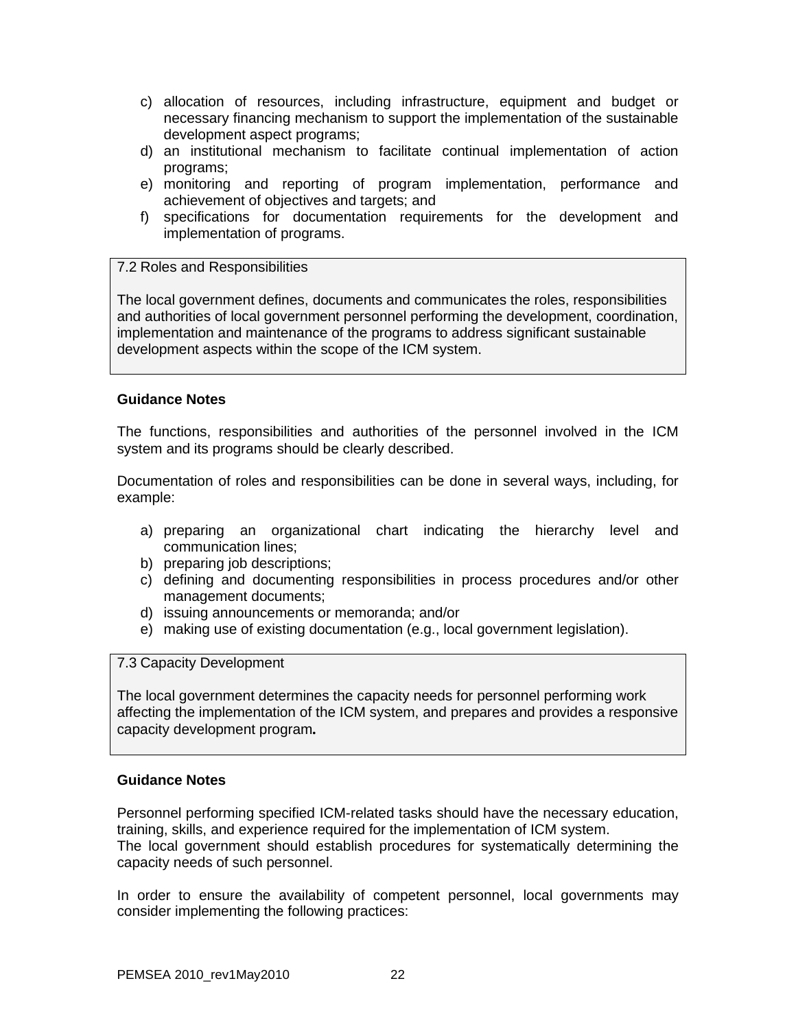c) allocation of resources, including infrastructure, equipment and budget or necessary financing mechanism to support the implementation of the sustainable development aspect programs;
d) an institutional mechanism to facilitate continual implementation of action programs;
e) monitoring and reporting of program implementation, performance and achievement of objectives and targets; and
f) specifications for documentation requirements for the development and implementation of programs.

| 7.2 Roles and Responsibilities<br><br>The local government defines, documents and communicates the roles, responsibilities and authorities of local government personnel performing the development, coordination, implementation and maintenance of the programs to address significant sustainable development aspects within the scope of the ICM system. |
|---|

**Guidance Notes**

The functions, responsibilities and authorities of the personnel involved in the ICM system and its programs should be clearly described.

Documentation of roles and responsibilities can be done in several ways, including, for example:

a) preparing an organizational chart indicating the hierarchy level and communication lines;
b) preparing job descriptions;
c) defining and documenting responsibilities in process procedures and/or other management documents;
d) issuing announcements or memoranda; and/or
e) making use of existing documentation (e.g., local government legislation).

| 7.3 Capacity Development<br><br>The local government determines the capacity needs for personnel performing work affecting the implementation of the ICM system, and prepares and provides a responsive capacity development program**.** |
|---|

**Guidance Notes**

Personnel performing specified ICM-related tasks should have the necessary education, training, skills, and experience required for the implementation of ICM system.
The local government should establish procedures for systematically determining the capacity needs of such personnel.

In order to ensure the availability of competent personnel, local governments may consider implementing the following practices: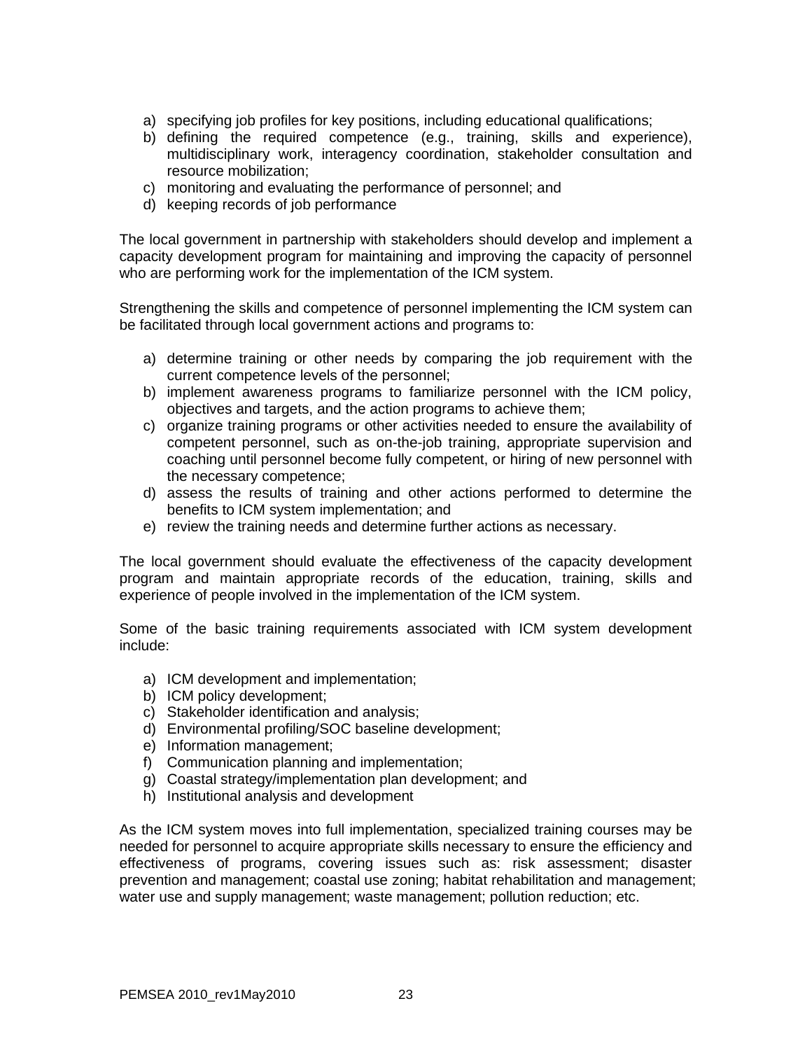a) specifying job profiles for key positions, including educational qualifications;
b) defining the required competence (e.g., training, skills and experience), multidisciplinary work, interagency coordination, stakeholder consultation and resource mobilization;
c) monitoring and evaluating the performance of personnel; and
d) keeping records of job performance

The local government in partnership with stakeholders should develop and implement a capacity development program for maintaining and improving the capacity of personnel who are performing work for the implementation of the ICM system.

Strengthening the skills and competence of personnel implementing the ICM system can be facilitated through local government actions and programs to:

a) determine training or other needs by comparing the job requirement with the current competence levels of the personnel;
b) implement awareness programs to familiarize personnel with the ICM policy, objectives and targets, and the action programs to achieve them;
c) organize training programs or other activities needed to ensure the availability of competent personnel, such as on-the-job training, appropriate supervision and coaching until personnel become fully competent, or hiring of new personnel with the necessary competence;
d) assess the results of training and other actions performed to determine the benefits to ICM system implementation; and
e) review the training needs and determine further actions as necessary.

The local government should evaluate the effectiveness of the capacity development program and maintain appropriate records of the education, training, skills and experience of people involved in the implementation of the ICM system.

Some of the basic training requirements associated with ICM system development include:

a) ICM development and implementation;
b) ICM policy development;
c) Stakeholder identification and analysis;
d) Environmental profiling/SOC baseline development;
e) Information management;
f) Communication planning and implementation;
g) Coastal strategy/implementation plan development; and
h) Institutional analysis and development

As the ICM system moves into full implementation, specialized training courses may be needed for personnel to acquire appropriate skills necessary to ensure the efficiency and effectiveness of programs, covering issues such as: risk assessment; disaster prevention and management; coastal use zoning; habitat rehabilitation and management; water use and supply management; waste management; pollution reduction; etc.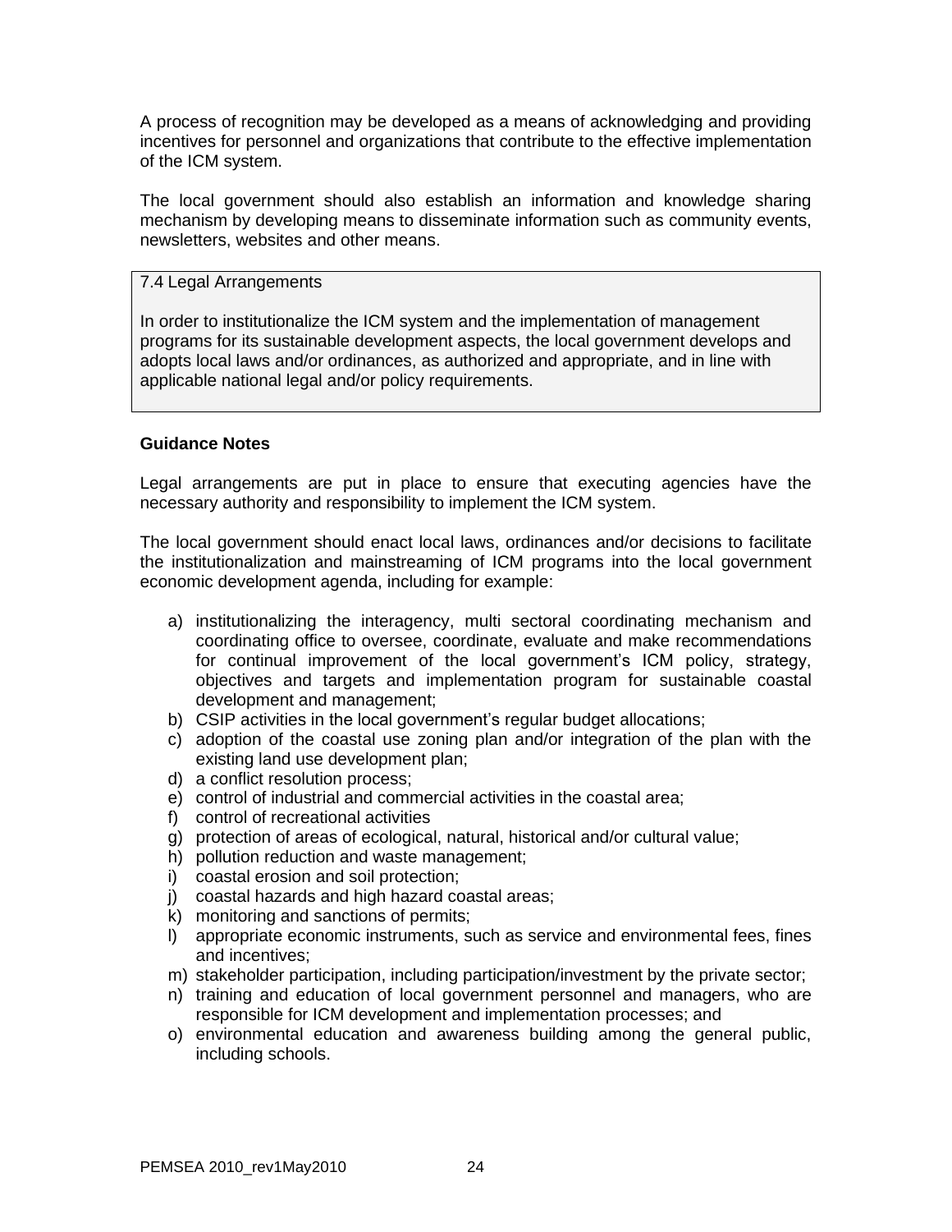A process of recognition may be developed as a means of acknowledging and providing incentives for personnel and organizations that contribute to the effective implementation of the ICM system.

The local government should also establish an information and knowledge sharing mechanism by developing means to disseminate information such as community events, newsletters, websites and other means.

### 7.4 Legal Arrangements

In order to institutionalize the ICM system and the implementation of management programs for its sustainable development aspects, the local government develops and adopts local laws and/or ordinances, as authorized and appropriate, and in line with applicable national legal and/or policy requirements.

**Guidance Notes**

Legal arrangements are put in place to ensure that executing agencies have the necessary authority and responsibility to implement the ICM system.

The local government should enact local laws, ordinances and/or decisions to facilitate the institutionalization and mainstreaming of ICM programs into the local government economic development agenda, including for example:

a) institutionalizing the interagency, multi sectoral coordinating mechanism and coordinating office to oversee, coordinate, evaluate and make recommendations for continual improvement of the local government's ICM policy, strategy, objectives and targets and implementation program for sustainable coastal development and management;
b) CSIP activities in the local government's regular budget allocations;
c) adoption of the coastal use zoning plan and/or integration of the plan with the existing land use development plan;
d) a conflict resolution process;
e) control of industrial and commercial activities in the coastal area;
f) control of recreational activities
g) protection of areas of ecological, natural, historical and/or cultural value;
h) pollution reduction and waste management;
i) coastal erosion and soil protection;
j) coastal hazards and high hazard coastal areas;
k) monitoring and sanctions of permits;
l) appropriate economic instruments, such as service and environmental fees, fines and incentives;
m) stakeholder participation, including participation/investment by the private sector;
n) training and education of local government personnel and managers, who are responsible for ICM development and implementation processes; and
o) environmental education and awareness building among the general public, including schools.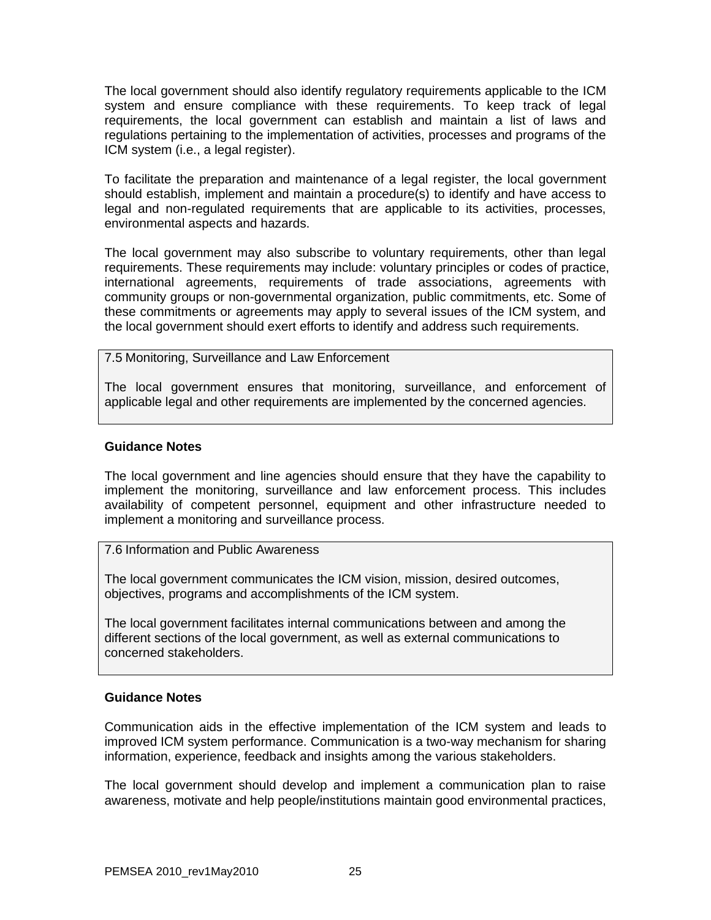The local government should also identify regulatory requirements applicable to the ICM system and ensure compliance with these requirements. To keep track of legal requirements, the local government can establish and maintain a list of laws and regulations pertaining to the implementation of activities, processes and programs of the ICM system (i.e., a legal register).

To facilitate the preparation and maintenance of a legal register, the local government should establish, implement and maintain a procedure(s) to identify and have access to legal and non-regulated requirements that are applicable to its activities, processes, environmental aspects and hazards.

The local government may also subscribe to voluntary requirements, other than legal requirements. These requirements may include: voluntary principles or codes of practice, international agreements, requirements of trade associations, agreements with community groups or non-governmental organization, public commitments, etc. Some of these commitments or agreements may apply to several issues of the ICM system, and the local government should exert efforts to identify and address such requirements.

> 7.5 Monitoring, Surveillance and Law Enforcement
>
> The local government ensures that monitoring, surveillance, and enforcement of applicable legal and other requirements are implemented by the concerned agencies.

**Guidance Notes**

The local government and line agencies should ensure that they have the capability to implement the monitoring, surveillance and law enforcement process. This includes availability of competent personnel, equipment and other infrastructure needed to implement a monitoring and surveillance process.

> 7.6 Information and Public Awareness
>
> The local government communicates the ICM vision, mission, desired outcomes, objectives, programs and accomplishments of the ICM system.
>
> The local government facilitates internal communications between and among the different sections of the local government, as well as external communications to concerned stakeholders.

**Guidance Notes**

Communication aids in the effective implementation of the ICM system and leads to improved ICM system performance. Communication is a two-way mechanism for sharing information, experience, feedback and insights among the various stakeholders.

The local government should develop and implement a communication plan to raise awareness, motivate and help people/institutions maintain good environmental practices,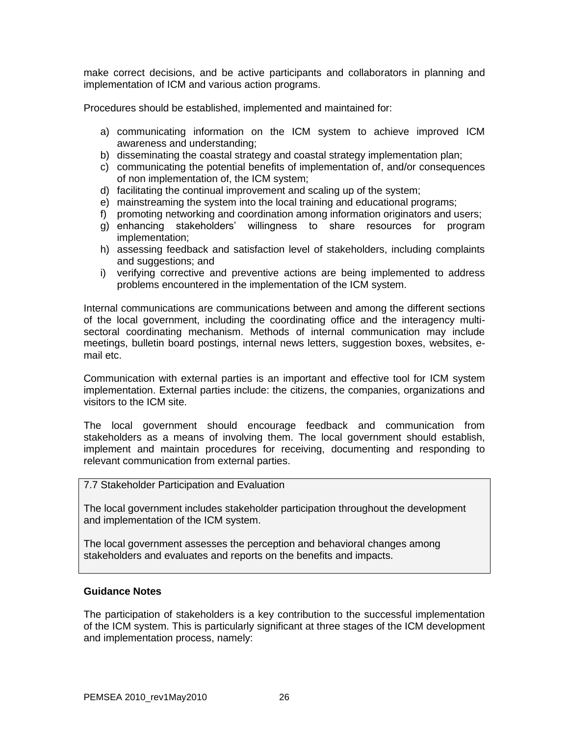make correct decisions, and be active participants and collaborators in planning and implementation of ICM and various action programs.

Procedures should be established, implemented and maintained for:

a) communicating information on the ICM system to achieve improved ICM awareness and understanding;
b) disseminating the coastal strategy and coastal strategy implementation plan;
c) communicating the potential benefits of implementation of, and/or consequences of non implementation of, the ICM system;
d) facilitating the continual improvement and scaling up of the system;
e) mainstreaming the system into the local training and educational programs;
f) promoting networking and coordination among information originators and users;
g) enhancing stakeholders' willingness to share resources for program implementation;
h) assessing feedback and satisfaction level of stakeholders, including complaints and suggestions; and
i) verifying corrective and preventive actions are being implemented to address problems encountered in the implementation of the ICM system.

Internal communications are communications between and among the different sections of the local government, including the coordinating office and the interagency multi-sectoral coordinating mechanism. Methods of internal communication may include meetings, bulletin board postings, internal news letters, suggestion boxes, websites, e-mail etc.

Communication with external parties is an important and effective tool for ICM system implementation. External parties include: the citizens, the companies, organizations and visitors to the ICM site.

The local government should encourage feedback and communication from stakeholders as a means of involving them. The local government should establish, implement and maintain procedures for receiving, documenting and responding to relevant communication from external parties.

> 7.7 Stakeholder Participation and Evaluation
>
> The local government includes stakeholder participation throughout the development and implementation of the ICM system.
>
> The local government assesses the perception and behavioral changes among stakeholders and evaluates and reports on the benefits and impacts.

**Guidance Notes**

The participation of stakeholders is a key contribution to the successful implementation of the ICM system. This is particularly significant at three stages of the ICM development and implementation process, namely: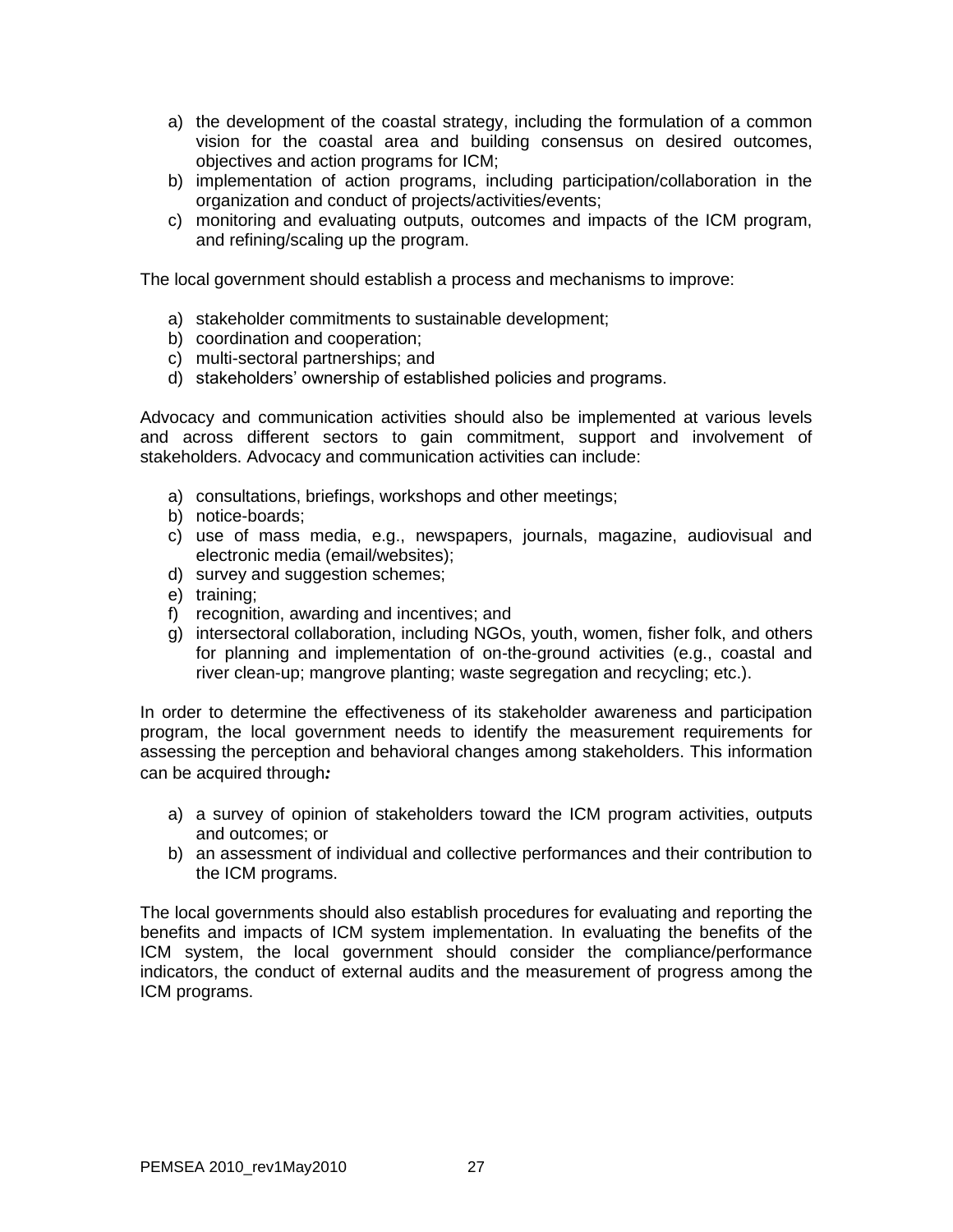a) the development of the coastal strategy, including the formulation of a common vision for the coastal area and building consensus on desired outcomes, objectives and action programs for ICM;
b) implementation of action programs, including participation/collaboration in the organization and conduct of projects/activities/events;
c) monitoring and evaluating outputs, outcomes and impacts of the ICM program, and refining/scaling up the program.

The local government should establish a process and mechanisms to improve:

a) stakeholder commitments to sustainable development;
b) coordination and cooperation;
c) multi-sectoral partnerships; and
d) stakeholders' ownership of established policies and programs.

Advocacy and communication activities should also be implemented at various levels and across different sectors to gain commitment, support and involvement of stakeholders. Advocacy and communication activities can include:

a) consultations, briefings, workshops and other meetings;
b) notice-boards;
c) use of mass media, e.g., newspapers, journals, magazine, audiovisual and electronic media (email/websites);
d) survey and suggestion schemes;
e) training;
f) recognition, awarding and incentives; and
g) intersectoral collaboration, including NGOs, youth, women, fisher folk, and others for planning and implementation of on-the-ground activities (e.g., coastal and river clean-up; mangrove planting; waste segregation and recycling; etc.).

In order to determine the effectiveness of its stakeholder awareness and participation program, the local government needs to identify the measurement requirements for assessing the perception and behavioral changes among stakeholders. This information can be acquired through:

a) a survey of opinion of stakeholders toward the ICM program activities, outputs and outcomes; or
b) an assessment of individual and collective performances and their contribution to the ICM programs.

The local governments should also establish procedures for evaluating and reporting the benefits and impacts of ICM system implementation. In evaluating the benefits of the ICM system, the local government should consider the compliance/performance indicators, the conduct of external audits and the measurement of progress among the ICM programs.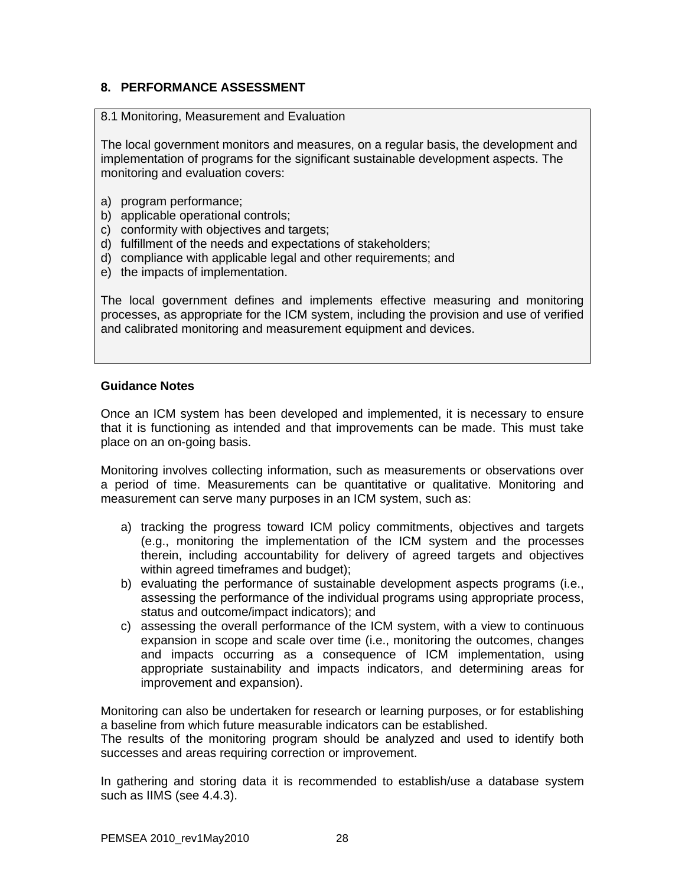## 8. PERFORMANCE ASSESSMENT

8.1 Monitoring, Measurement and Evaluation

The local government monitors and measures, on a regular basis, the development and implementation of programs for the significant sustainable development aspects. The monitoring and evaluation covers:

a) program performance;
b) applicable operational controls;
c) conformity with objectives and targets;
d) fulfillment of the needs and expectations of stakeholders;
d) compliance with applicable legal and other requirements; and
e) the impacts of implementation.

The local government defines and implements effective measuring and monitoring processes, as appropriate for the ICM system, including the provision and use of verified and calibrated monitoring and measurement equipment and devices.

**Guidance Notes**

Once an ICM system has been developed and implemented, it is necessary to ensure that it is functioning as intended and that improvements can be made. This must take place on an on-going basis.

Monitoring involves collecting information, such as measurements or observations over a period of time. Measurements can be quantitative or qualitative. Monitoring and measurement can serve many purposes in an ICM system, such as:

a) tracking the progress toward ICM policy commitments, objectives and targets (e.g., monitoring the implementation of the ICM system and the processes therein, including accountability for delivery of agreed targets and objectives within agreed timeframes and budget);
b) evaluating the performance of sustainable development aspects programs (i.e., assessing the performance of the individual programs using appropriate process, status and outcome/impact indicators); and
c) assessing the overall performance of the ICM system, with a view to continuous expansion in scope and scale over time (i.e., monitoring the outcomes, changes and impacts occurring as a consequence of ICM implementation, using appropriate sustainability and impacts indicators, and determining areas for improvement and expansion).

Monitoring can also be undertaken for research or learning purposes, or for establishing a baseline from which future measurable indicators can be established.
The results of the monitoring program should be analyzed and used to identify both successes and areas requiring correction or improvement.

In gathering and storing data it is recommended to establish/use a database system such as IIMS (see 4.4.3).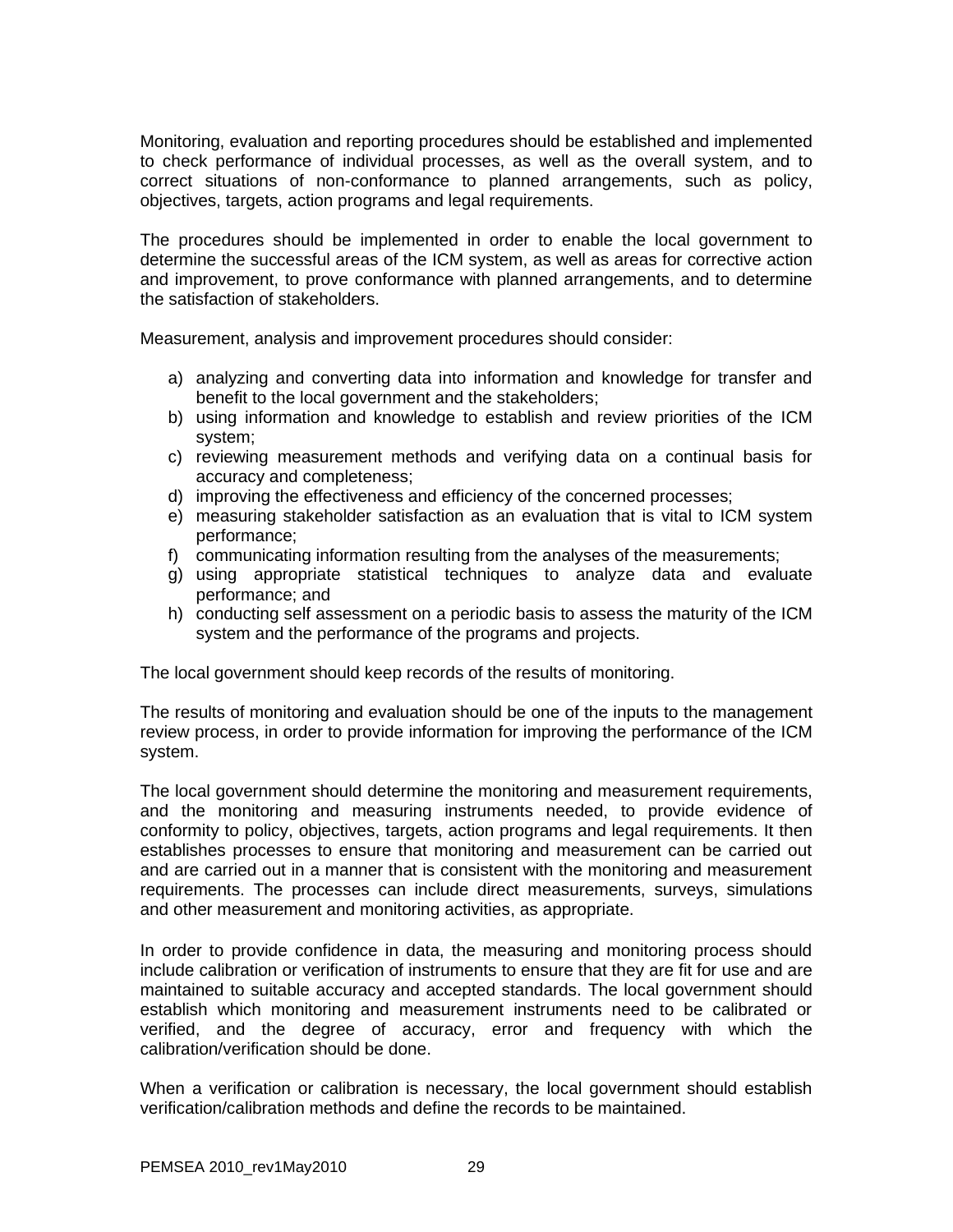Monitoring, evaluation and reporting procedures should be established and implemented to check performance of individual processes, as well as the overall system, and to correct situations of non-conformance to planned arrangements, such as policy, objectives, targets, action programs and legal requirements.

The procedures should be implemented in order to enable the local government to determine the successful areas of the ICM system, as well as areas for corrective action and improvement, to prove conformance with planned arrangements, and to determine the satisfaction of stakeholders.

Measurement, analysis and improvement procedures should consider:

a) analyzing and converting data into information and knowledge for transfer and benefit to the local government and the stakeholders;
b) using information and knowledge to establish and review priorities of the ICM system;
c) reviewing measurement methods and verifying data on a continual basis for accuracy and completeness;
d) improving the effectiveness and efficiency of the concerned processes;
e) measuring stakeholder satisfaction as an evaluation that is vital to ICM system performance;
f) communicating information resulting from the analyses of the measurements;
g) using appropriate statistical techniques to analyze data and evaluate performance; and
h) conducting self assessment on a periodic basis to assess the maturity of the ICM system and the performance of the programs and projects.

The local government should keep records of the results of monitoring.

The results of monitoring and evaluation should be one of the inputs to the management review process, in order to provide information for improving the performance of the ICM system.

The local government should determine the monitoring and measurement requirements, and the monitoring and measuring instruments needed, to provide evidence of conformity to policy, objectives, targets, action programs and legal requirements. It then establishes processes to ensure that monitoring and measurement can be carried out and are carried out in a manner that is consistent with the monitoring and measurement requirements. The processes can include direct measurements, surveys, simulations and other measurement and monitoring activities, as appropriate.

In order to provide confidence in data, the measuring and monitoring process should include calibration or verification of instruments to ensure that they are fit for use and are maintained to suitable accuracy and accepted standards. The local government should establish which monitoring and measurement instruments need to be calibrated or verified, and the degree of accuracy, error and frequency with which the calibration/verification should be done.

When a verification or calibration is necessary, the local government should establish verification/calibration methods and define the records to be maintained.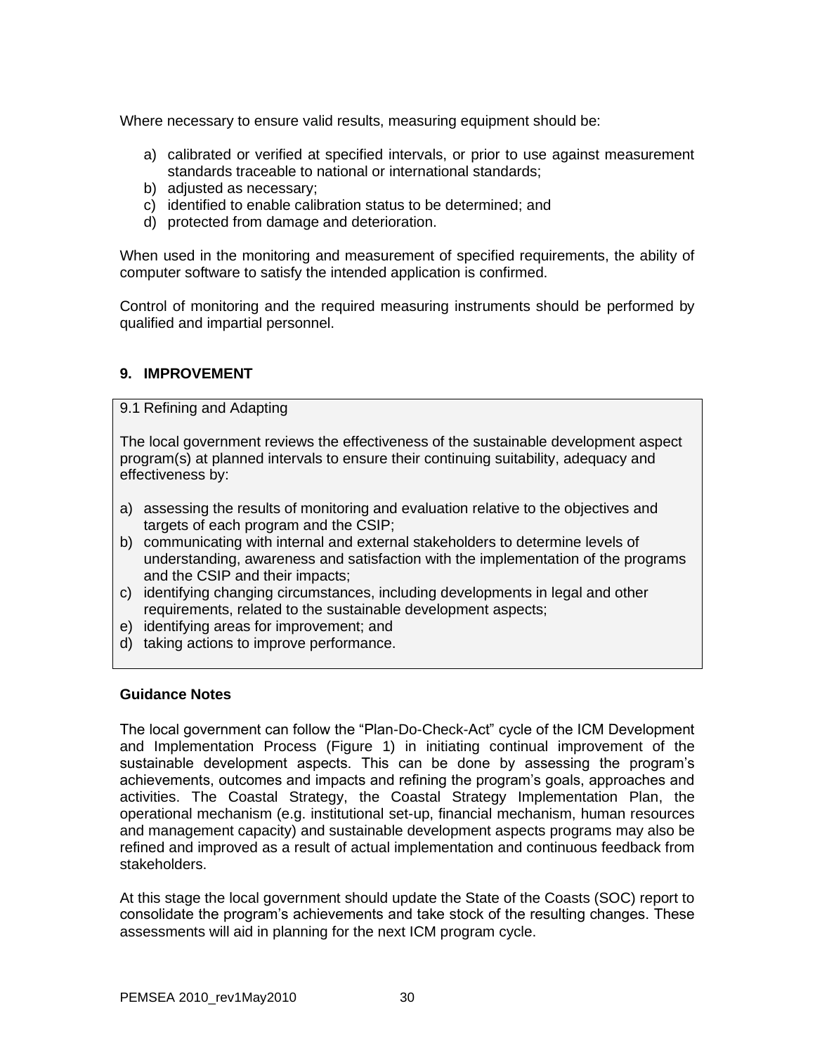Where necessary to ensure valid results, measuring equipment should be:

a) calibrated or verified at specified intervals, or prior to use against measurement standards traceable to national or international standards;
b) adjusted as necessary;
c) identified to enable calibration status to be determined; and
d) protected from damage and deterioration.

When used in the monitoring and measurement of specified requirements, the ability of computer software to satisfy the intended application is confirmed.

Control of monitoring and the required measuring instruments should be performed by qualified and impartial personnel.

## 9. IMPROVEMENT

9.1 Refining and Adapting

The local government reviews the effectiveness of the sustainable development aspect program(s) at planned intervals to ensure their continuing suitability, adequacy and effectiveness by:

a) assessing the results of monitoring and evaluation relative to the objectives and targets of each program and the CSIP;
b) communicating with internal and external stakeholders to determine levels of understanding, awareness and satisfaction with the implementation of the programs and the CSIP and their impacts;
c) identifying changing circumstances, including developments in legal and other requirements, related to the sustainable development aspects;
e) identifying areas for improvement; and
d) taking actions to improve performance.

**Guidance Notes**

The local government can follow the "Plan-Do-Check-Act" cycle of the ICM Development and Implementation Process (Figure 1) in initiating continual improvement of the sustainable development aspects. This can be done by assessing the program's achievements, outcomes and impacts and refining the program's goals, approaches and activities. The Coastal Strategy, the Coastal Strategy Implementation Plan, the operational mechanism (e.g. institutional set-up, financial mechanism, human resources and management capacity) and sustainable development aspects programs may also be refined and improved as a result of actual implementation and continuous feedback from stakeholders.

At this stage the local government should update the State of the Coasts (SOC) report to consolidate the program's achievements and take stock of the resulting changes. These assessments will aid in planning for the next ICM program cycle.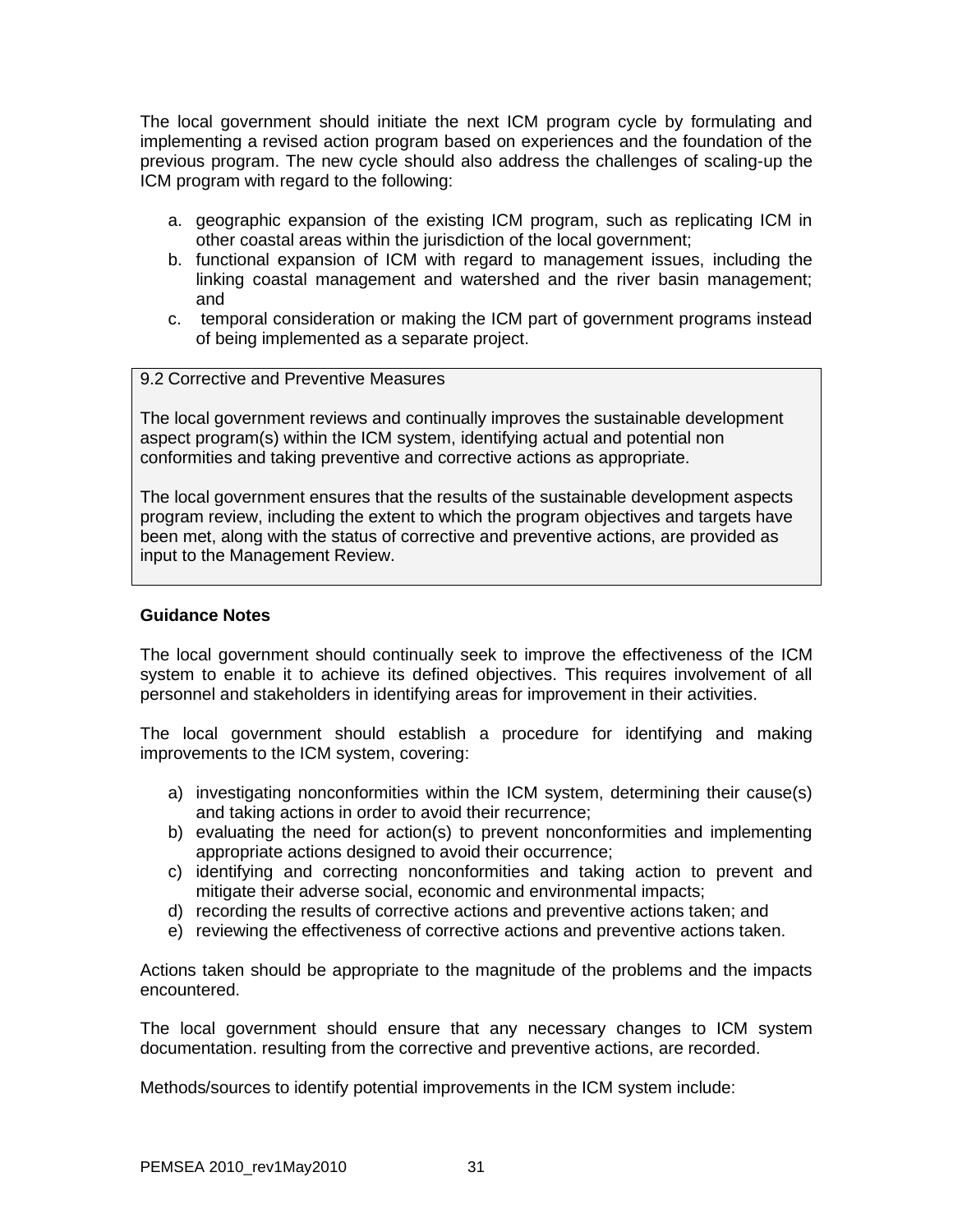The local government should initiate the next ICM program cycle by formulating and implementing a revised action program based on experiences and the foundation of the previous program. The new cycle should also address the challenges of scaling-up the ICM program with regard to the following:

a. geographic expansion of the existing ICM program, such as replicating ICM in other coastal areas within the jurisdiction of the local government;
b. functional expansion of ICM with regard to management issues, including the linking coastal management and watershed and the river basin management; and
c. temporal consideration or making the ICM part of government programs instead of being implemented as a separate project.

> 9.2 Corrective and Preventive Measures
>
> The local government reviews and continually improves the sustainable development aspect program(s) within the ICM system, identifying actual and potential non conformities and taking preventive and corrective actions as appropriate.
>
> The local government ensures that the results of the sustainable development aspects program review, including the extent to which the program objectives and targets have been met, along with the status of corrective and preventive actions, are provided as input to the Management Review.

**Guidance Notes**

The local government should continually seek to improve the effectiveness of the ICM system to enable it to achieve its defined objectives. This requires involvement of all personnel and stakeholders in identifying areas for improvement in their activities.

The local government should establish a procedure for identifying and making improvements to the ICM system, covering:

a) investigating nonconformities within the ICM system, determining their cause(s) and taking actions in order to avoid their recurrence;
b) evaluating the need for action(s) to prevent nonconformities and implementing appropriate actions designed to avoid their occurrence;
c) identifying and correcting nonconformities and taking action to prevent and mitigate their adverse social, economic and environmental impacts;
d) recording the results of corrective actions and preventive actions taken; and
e) reviewing the effectiveness of corrective actions and preventive actions taken.

Actions taken should be appropriate to the magnitude of the problems and the impacts encountered.

The local government should ensure that any necessary changes to ICM system documentation. resulting from the corrective and preventive actions, are recorded.

Methods/sources to identify potential improvements in the ICM system include: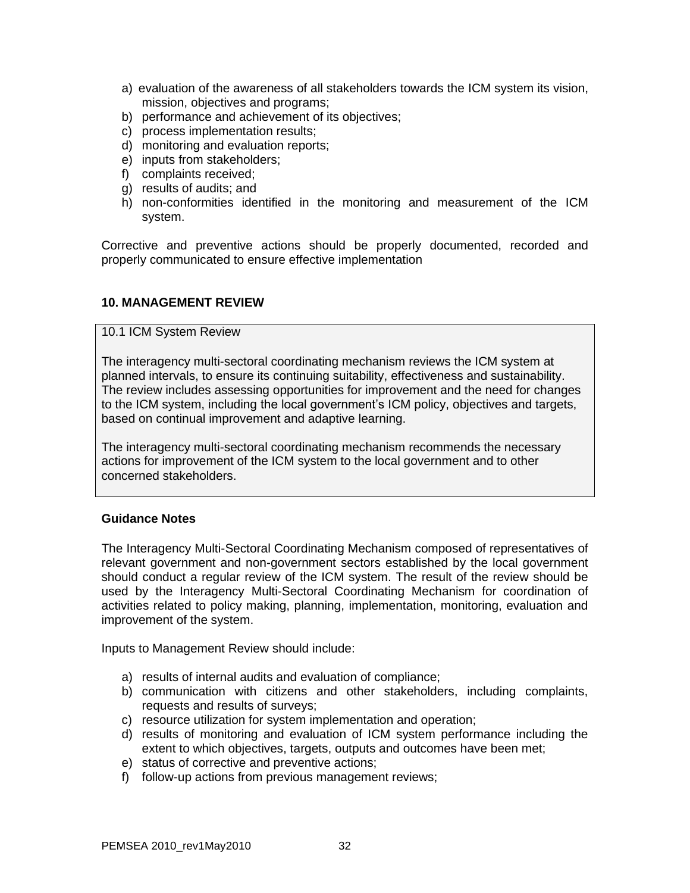a) evaluation of the awareness of all stakeholders towards the ICM system its vision, mission, objectives and programs;
b) performance and achievement of its objectives;
c) process implementation results;
d) monitoring and evaluation reports;
e) inputs from stakeholders;
f) complaints received;
g) results of audits; and
h) non-conformities identified in the monitoring and measurement of the ICM system.

Corrective and preventive actions should be properly documented, recorded and properly communicated to ensure effective implementation

## 10. MANAGEMENT REVIEW

> 10.1 ICM System Review
>
> The interagency multi-sectoral coordinating mechanism reviews the ICM system at planned intervals, to ensure its continuing suitability, effectiveness and sustainability. The review includes assessing opportunities for improvement and the need for changes to the ICM system, including the local government's ICM policy, objectives and targets, based on continual improvement and adaptive learning.
>
> The interagency multi-sectoral coordinating mechanism recommends the necessary actions for improvement of the ICM system to the local government and to other concerned stakeholders.

**Guidance Notes**

The Interagency Multi-Sectoral Coordinating Mechanism composed of representatives of relevant government and non-government sectors established by the local government should conduct a regular review of the ICM system. The result of the review should be used by the Interagency Multi-Sectoral Coordinating Mechanism for coordination of activities related to policy making, planning, implementation, monitoring, evaluation and improvement of the system.

Inputs to Management Review should include:

a) results of internal audits and evaluation of compliance;
b) communication with citizens and other stakeholders, including complaints, requests and results of surveys;
c) resource utilization for system implementation and operation;
d) results of monitoring and evaluation of ICM system performance including the extent to which objectives, targets, outputs and outcomes have been met;
e) status of corrective and preventive actions;
f) follow-up actions from previous management reviews;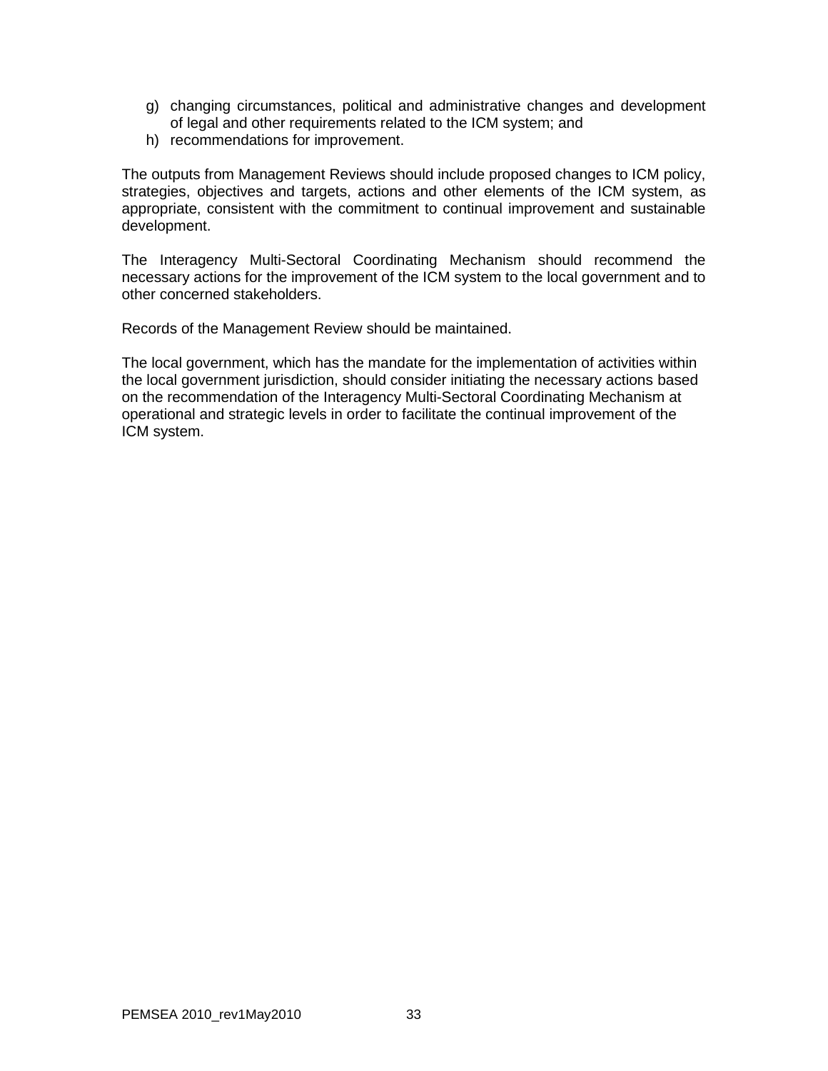g) changing circumstances, political and administrative changes and development of legal and other requirements related to the ICM system; and
h) recommendations for improvement.

The outputs from Management Reviews should include proposed changes to ICM policy, strategies, objectives and targets, actions and other elements of the ICM system, as appropriate, consistent with the commitment to continual improvement and sustainable development.

The Interagency Multi-Sectoral Coordinating Mechanism should recommend the necessary actions for the improvement of the ICM system to the local government and to other concerned stakeholders.

Records of the Management Review should be maintained.

The local government, which has the mandate for the implementation of activities within the local government jurisdiction, should consider initiating the necessary actions based on the recommendation of the Interagency Multi-Sectoral Coordinating Mechanism at operational and strategic levels in order to facilitate the continual improvement of the ICM system.